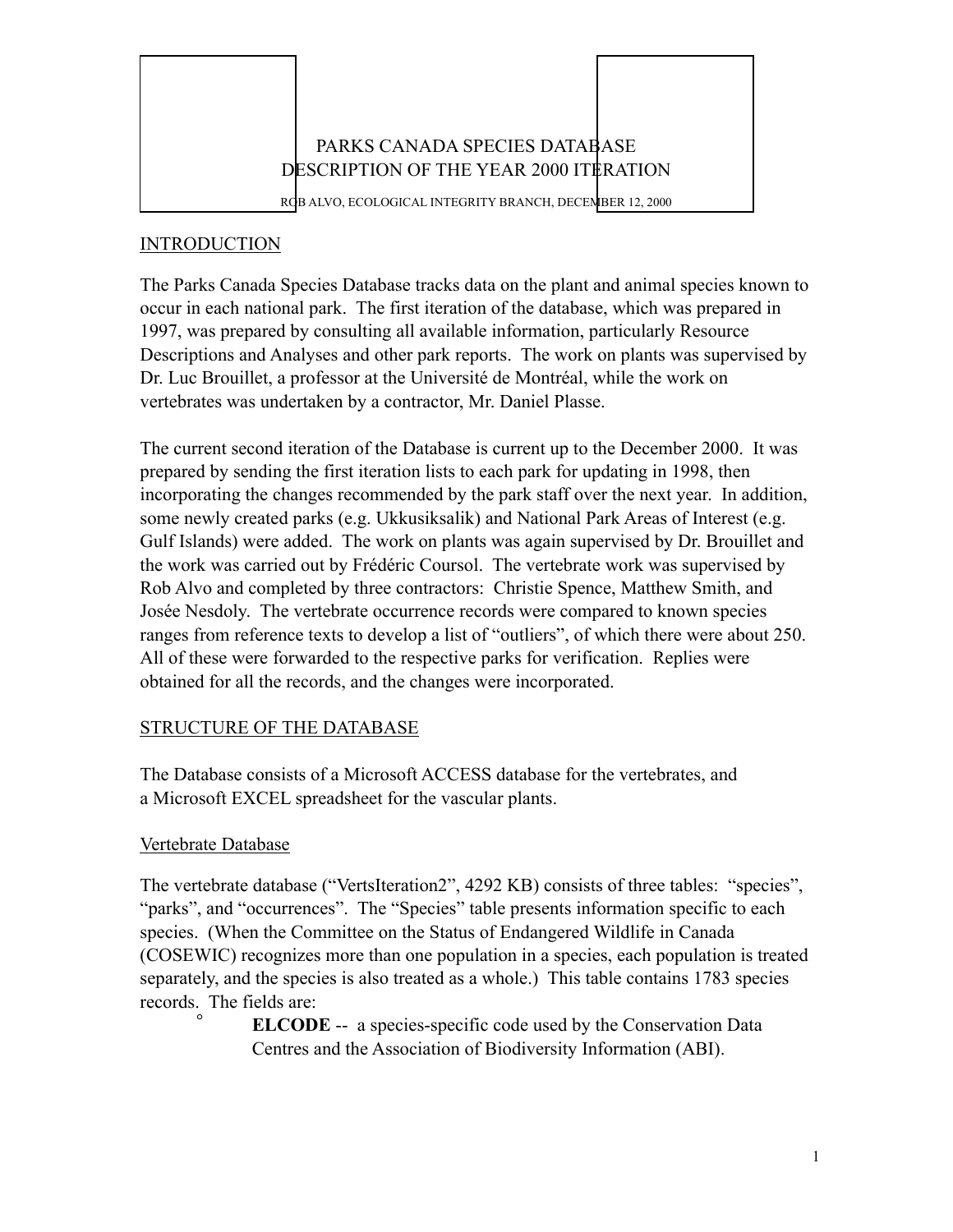# PARKS CANADA SPECIES DATABASE
# DESCRIPTION OF THE YEAR 2000 ITERATION

ROB ALVO, ECOLOGICAL INTEGRITY BRANCH, DECEMBER 12, 2000

## INTRODUCTION

The Parks Canada Species Database tracks data on the plant and animal species known to occur in each national park. The first iteration of the database, which was prepared in 1997, was prepared by consulting all available information, particularly Resource Descriptions and Analyses and other park reports. The work on plants was supervised by Dr. Luc Brouillet, a professor at the Université de Montréal, while the work on vertebrates was undertaken by a contractor, Mr. Daniel Plasse.

The current second iteration of the Database is current up to the December 2000. It was prepared by sending the first iteration lists to each park for updating in 1998, then incorporating the changes recommended by the park staff over the next year. In addition, some newly created parks (e.g. Ukkusiksalik) and National Park Areas of Interest (e.g. Gulf Islands) were added. The work on plants was again supervised by Dr. Brouillet and the work was carried out by Frédéric Coursol. The vertebrate work was supervised by Rob Alvo and completed by three contractors: Christie Spence, Matthew Smith, and Josée Nesdoly. The vertebrate occurrence records were compared to known species ranges from reference texts to develop a list of "outliers", of which there were about 250. All of these were forwarded to the respective parks for verification. Replies were obtained for all the records, and the changes were incorporated.

## STRUCTURE OF THE DATABASE

The Database consists of a Microsoft ACCESS database for the vertebrates, and a Microsoft EXCEL spreadsheet for the vascular plants.

### Vertebrate Database

The vertebrate database ("VertsIteration2", 4292 KB) consists of three tables: "species", "parks", and "occurrences". The "Species" table presents information specific to each species. (When the Committee on the Status of Endangered Wildlife in Canada (COSEWIC) recognizes more than one population in a species, each population is treated separately, and the species is also treated as a whole.) This table contains 1783 species records. The fields are:

- **ELCODE** -- a species-specific code used by the Conservation Data Centres and the Association of Biodiversity Information (ABI).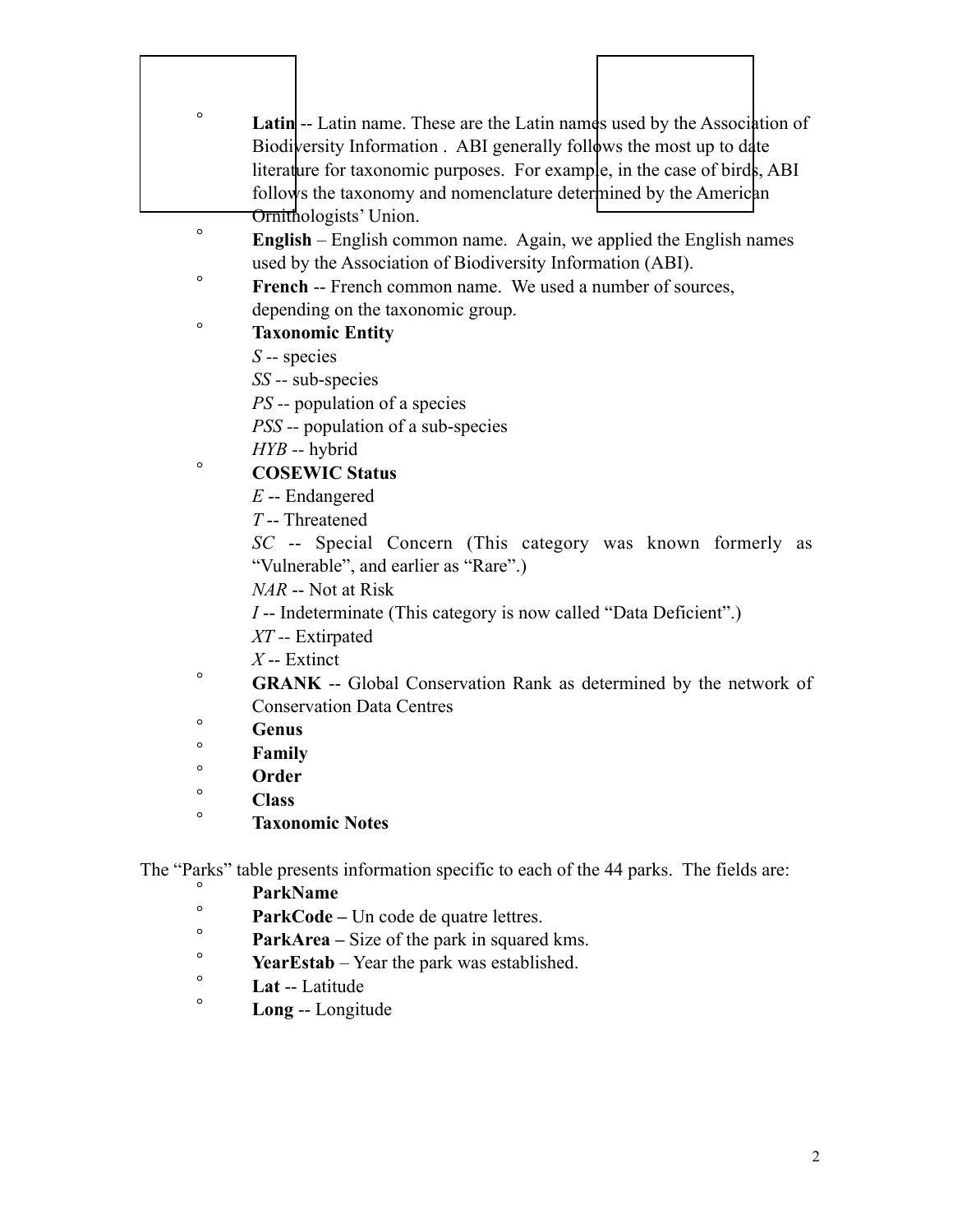- **Latin** -- Latin name. These are the Latin names used by the Association of Biodiversity Information . ABI generally follows the most up to date literature for taxonomic purposes. For example, in the case of birds, ABI follows the taxonomy and nomenclature determined by the American Ornithologists' Union.
- **English** – English common name. Again, we applied the English names used by the Association of Biodiversity Information (ABI).
- **French** -- French common name. We used a number of sources, depending on the taxonomic group.
- **Taxonomic Entity**
  *S* -- species
  *SS* -- sub-species
  *PS* -- population of a species
  *PSS* -- population of a sub-species
  *HYB* -- hybrid
- **COSEWIC Status**
  *E* -- Endangered
  *T* -- Threatened
  *SC* -- Special Concern (This category was known formerly as "Vulnerable", and earlier as "Rare".)
  *NAR* -- Not at Risk
  *I* -- Indeterminate (This category is now called "Data Deficient".)
  *XT* -- Extirpated
  *X* -- Extinct
- **GRANK** -- Global Conservation Rank as determined by the network of Conservation Data Centres
- **Genus**
- **Family**
- **Order**
- **Class**
- **Taxonomic Notes**

The "Parks" table presents information specific to each of the 44 parks. The fields are:

- **ParkName**
- **ParkCode –** Un code de quatre lettres.
- **ParkArea –** Size of the park in squared kms.
- **YearEstab** – Year the park was established.
- **Lat** -- Latitude
- **Long** -- Longitude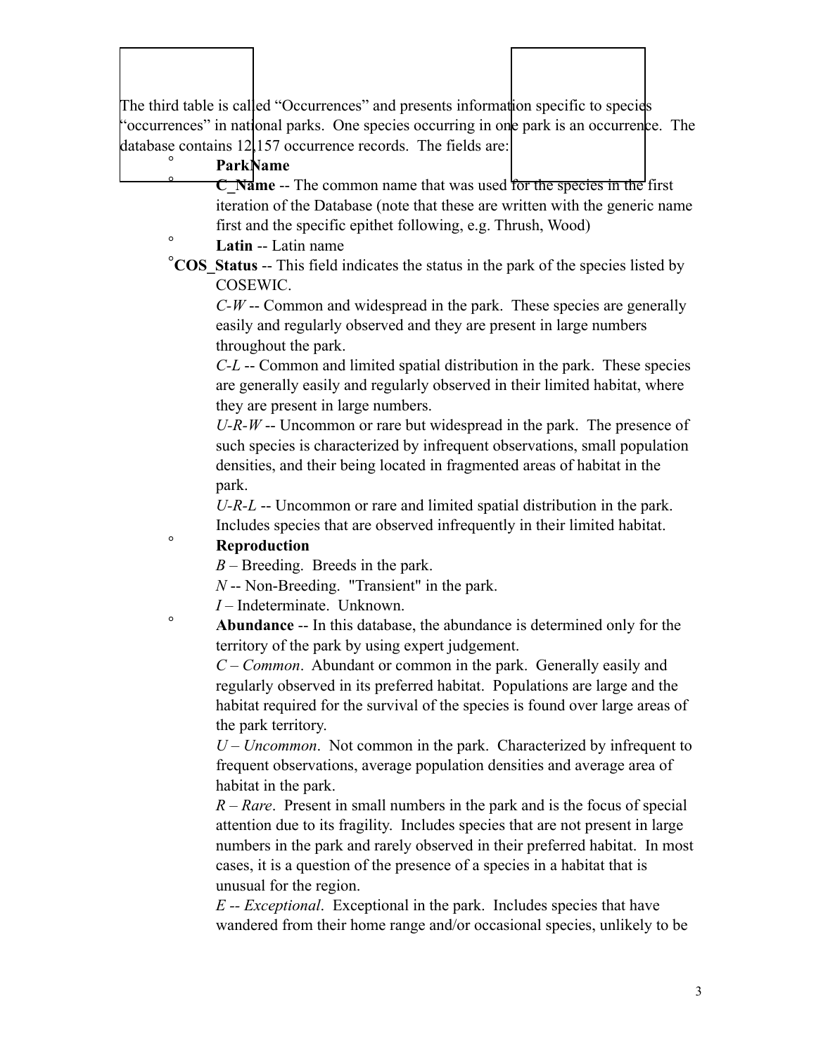The third table is called "Occurrences" and presents information specific to species "occurrences" in national parks. One species occurring in one park is an occurrence. The database contains 12,157 occurrence records. The fields are:

- **ParkName**
- **C_Name** -- The common name that was used for the species in the first iteration of the Database (note that these are written with the generic name first and the specific epithet following, e.g. Thrush, Wood)
- **Latin** -- Latin name
- **COS_Status** -- This field indicates the status in the park of the species listed by COSEWIC.

  *C-W* -- Common and widespread in the park. These species are generally easily and regularly observed and they are present in large numbers throughout the park.

  *C-L* -- Common and limited spatial distribution in the park. These species are generally easily and regularly observed in their limited habitat, where they are present in large numbers.

  *U-R-W* -- Uncommon or rare but widespread in the park. The presence of such species is characterized by infrequent observations, small population densities, and their being located in fragmented areas of habitat in the park.

  *U-R-L* -- Uncommon or rare and limited spatial distribution in the park. Includes species that are observed infrequently in their limited habitat.
- **Reproduction**

  *B* – Breeding. Breeds in the park.

  *N* -- Non-Breeding. "Transient" in the park.

  *I* – Indeterminate. Unknown.
- **Abundance** -- In this database, the abundance is determined only for the territory of the park by using expert judgement.

  *C – Common*. Abundant or common in the park. Generally easily and regularly observed in its preferred habitat. Populations are large and the habitat required for the survival of the species is found over large areas of the park territory.

  *U – Uncommon*. Not common in the park. Characterized by infrequent to frequent observations, average population densities and average area of habitat in the park.

  *R – Rare*. Present in small numbers in the park and is the focus of special attention due to its fragility. Includes species that are not present in large numbers in the park and rarely observed in their preferred habitat. In most cases, it is a question of the presence of a species in a habitat that is unusual for the region.

  *E -- Exceptional*. Exceptional in the park. Includes species that have wandered from their home range and/or occasional species, unlikely to be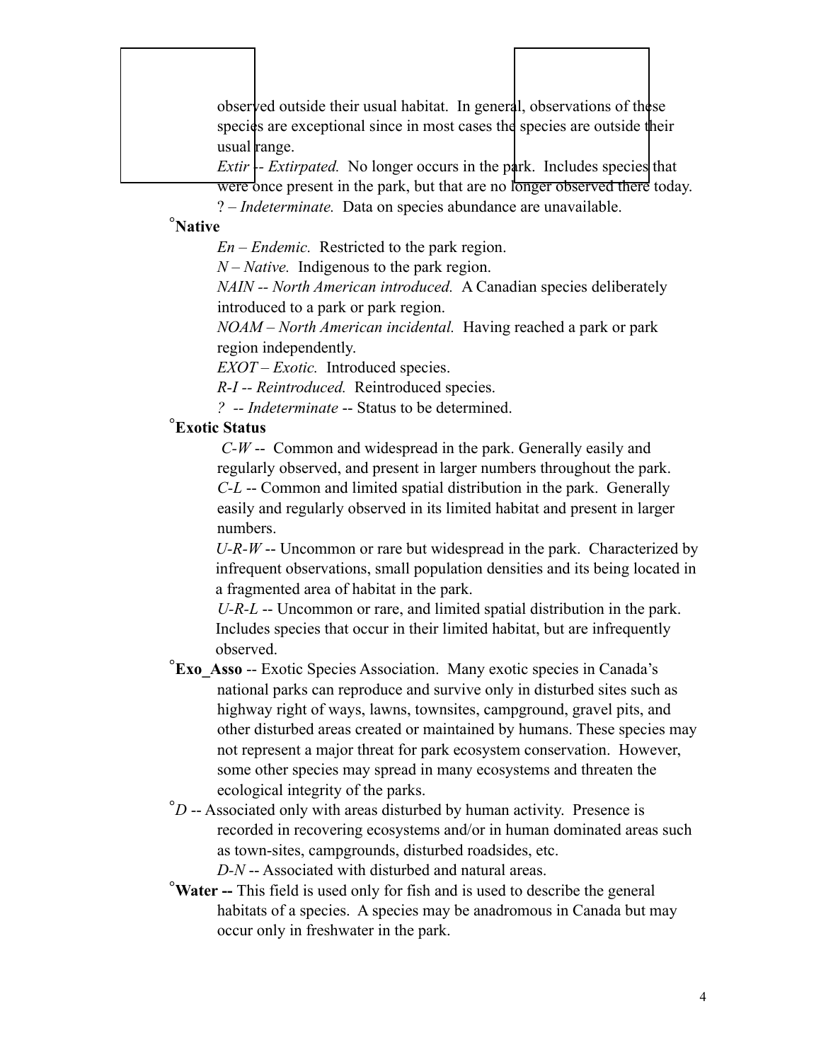observed outside their usual habitat. In general, observations of these species are exceptional since in most cases the species are outside their usual range.

*Extir* -- *Extirpated.* No longer occurs in the park. Includes species that were once present in the park, but that are no longer observed there today.

? – *Indeterminate.* Data on species abundance are unavailable.

°**Native**

*En – Endemic.* Restricted to the park region.

*N – Native.* Indigenous to the park region.

*NAIN -- North American introduced.* A Canadian species deliberately introduced to a park or park region.

*NOAM – North American incidental.* Having reached a park or park region independently.

*EXOT – Exotic.* Introduced species.

*R-I -- Reintroduced.* Reintroduced species.

*? -- Indeterminate* -- Status to be determined.

°**Exotic Status**

*C-W* -- Common and widespread in the park. Generally easily and regularly observed, and present in larger numbers throughout the park.

*C-L* -- Common and limited spatial distribution in the park. Generally easily and regularly observed in its limited habitat and present in larger numbers.

*U-R-W* -- Uncommon or rare but widespread in the park. Characterized by infrequent observations, small population densities and its being located in a fragmented area of habitat in the park.

*U-R-L* -- Uncommon or rare, and limited spatial distribution in the park. Includes species that occur in their limited habitat, but are infrequently observed.

°**Exo_Asso** -- Exotic Species Association. Many exotic species in Canada's national parks can reproduce and survive only in disturbed sites such as highway right of ways, lawns, townsites, campground, gravel pits, and other disturbed areas created or maintained by humans. These species may not represent a major threat for park ecosystem conservation. However, some other species may spread in many ecosystems and threaten the ecological integrity of the parks.

°*D* -- Associated only with areas disturbed by human activity. Presence is recorded in recovering ecosystems and/or in human dominated areas such as town-sites, campgrounds, disturbed roadsides, etc.

*D-N* -- Associated with disturbed and natural areas.

°**Water --** This field is used only for fish and is used to describe the general habitats of a species. A species may be anadromous in Canada but may occur only in freshwater in the park.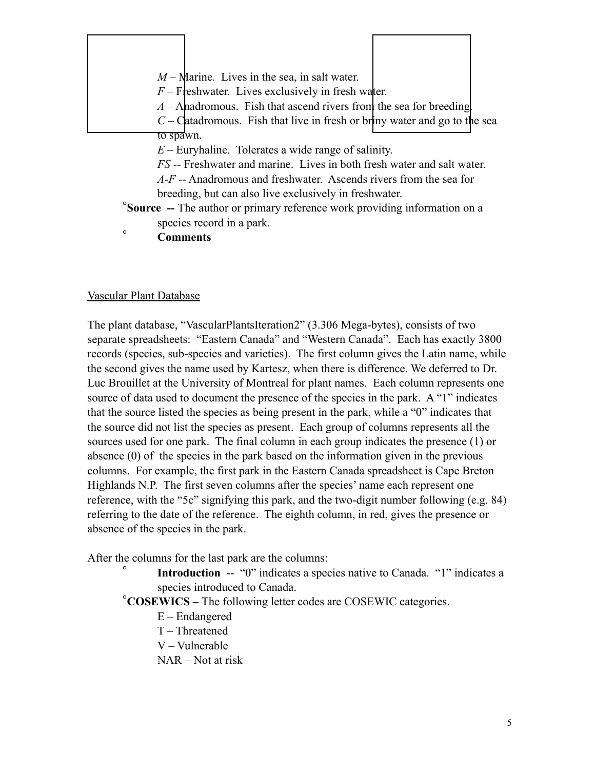*M* – Marine. Lives in the sea, in salt water.

*F* – Freshwater. Lives exclusively in fresh water.

*A* – Anadromous. Fish that ascend rivers from the sea for breeding.

*C* – Catadromous. Fish that live in fresh or briny water and go to the sea to spawn.

*E* – Euryhaline. Tolerates a wide range of salinity.

*FS* -- Freshwater and marine. Lives in both fresh water and salt water.

*A-F* -- Anadromous and freshwater. Ascends rivers from the sea for breeding, but can also live exclusively in freshwater.

- **Source --** The author or primary reference work providing information on a species record in a park.
- **Comments**

Vascular Plant Database

The plant database, "VascularPlantsIteration2" (3.306 Mega-bytes), consists of two separate spreadsheets: "Eastern Canada" and "Western Canada". Each has exactly 3800 records (species, sub-species and varieties). The first column gives the Latin name, while the second gives the name used by Kartesz, when there is difference. We deferred to Dr. Luc Brouillet at the University of Montreal for plant names. Each column represents one source of data used to document the presence of the species in the park. A "1" indicates that the source listed the species as being present in the park, while a "0" indicates that the source did not list the species as present. Each group of columns represents all the sources used for one park. The final column in each group indicates the presence (1) or absence (0) of the species in the park based on the information given in the previous columns. For example, the first park in the Eastern Canada spreadsheet is Cape Breton Highlands N.P. The first seven columns after the species' name each represent one reference, with the "5c" signifying this park, and the two-digit number following (e.g. 84) referring to the date of the reference. The eighth column, in red, gives the presence or absence of the species in the park.

After the columns for the last park are the columns:

- **Introduction** -- "0" indicates a species native to Canada. "1" indicates a species introduced to Canada.
- **COSEWICS –** The following letter codes are COSEWIC categories.

  E – Endangered

  T – Threatened

  V – Vulnerable

  NAR – Not at risk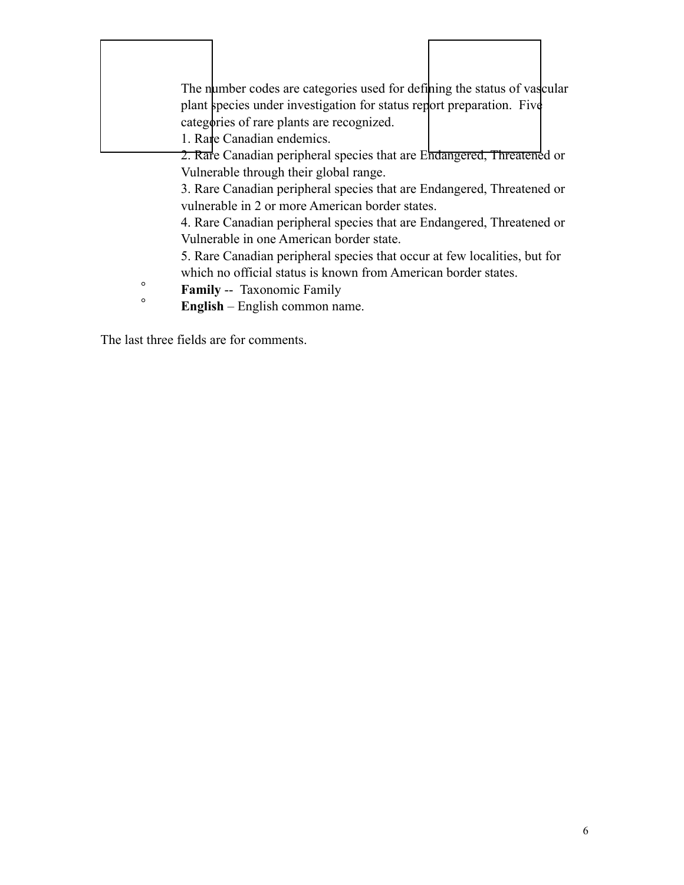The number codes are categories used for defining the status of vascular plant species under investigation for status report preparation. Five categories of rare plants are recognized.

1. Rare Canadian endemics.
2. Rare Canadian peripheral species that are Endangered, Threatened or Vulnerable through their global range.
3. Rare Canadian peripheral species that are Endangered, Threatened or vulnerable in 2 or more American border states.
4. Rare Canadian peripheral species that are Endangered, Threatened or Vulnerable in one American border state.
5. Rare Canadian peripheral species that occur at few localities, but for which no official status is known from American border states.

- **Family** -- Taxonomic Family
- **English** – English common name.

The last three fields are for comments.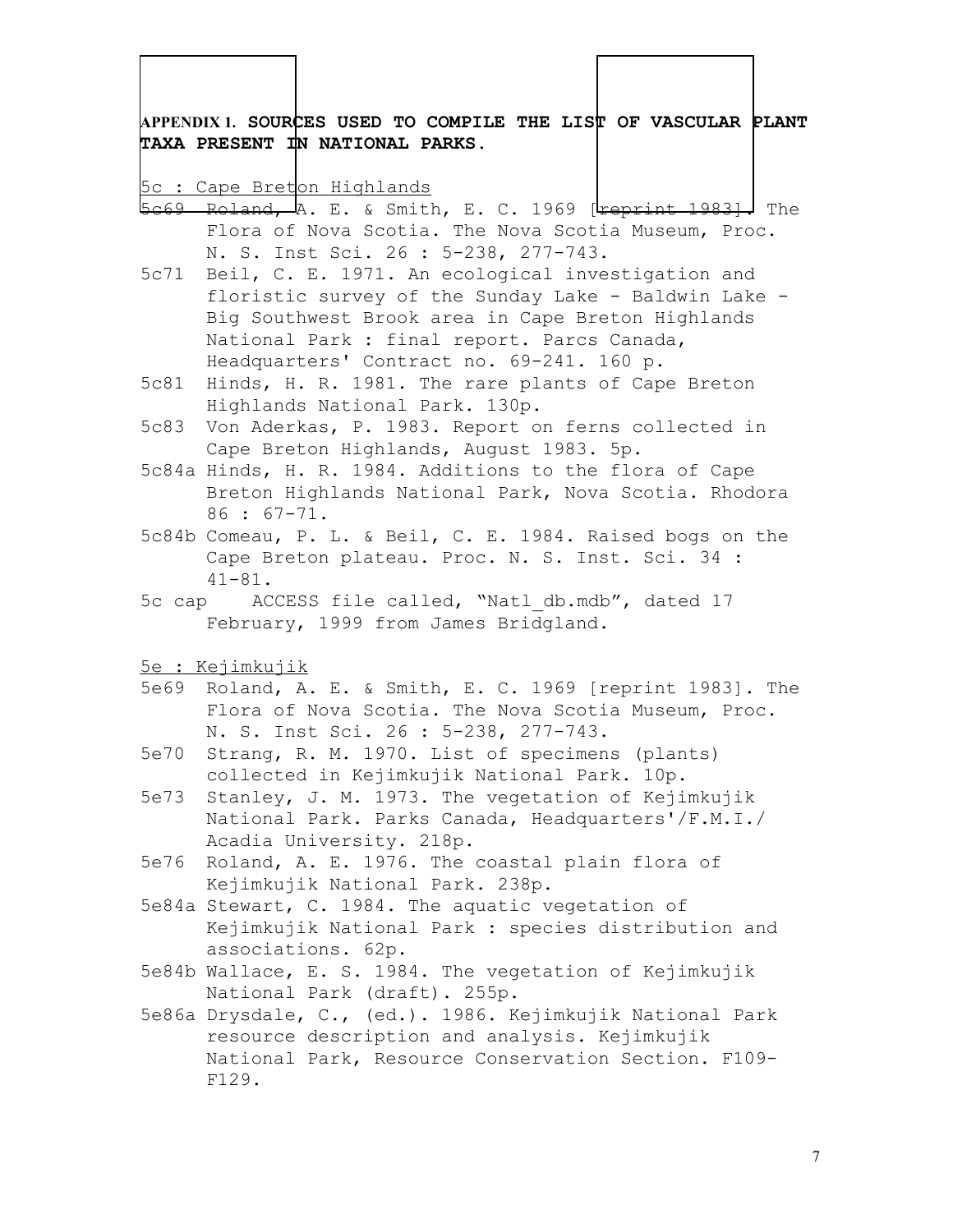## APPENDIX 1. SOURCES USED TO COMPILE THE LIST OF VASCULAR PLANT TAXA PRESENT IN NATIONAL PARKS.

5c : Cape Breton Highlands

- 5c69 Roland, A. E. & Smith, E. C. 1969 [reprint 1983]. The Flora of Nova Scotia. The Nova Scotia Museum, Proc. N. S. Inst Sci. 26 : 5-238, 277-743.
- 5c71 Beil, C. E. 1971. An ecological investigation and floristic survey of the Sunday Lake - Baldwin Lake - Big Southwest Brook area in Cape Breton Highlands National Park : final report. Parcs Canada, Headquarters' Contract no. 69-241. 160 p.
- 5c81 Hinds, H. R. 1981. The rare plants of Cape Breton Highlands National Park. 130p.
- 5c83 Von Aderkas, P. 1983. Report on ferns collected in Cape Breton Highlands, August 1983. 5p.
- 5c84a Hinds, H. R. 1984. Additions to the flora of Cape Breton Highlands National Park, Nova Scotia. Rhodora 86 : 67-71.
- 5c84b Comeau, P. L. & Beil, C. E. 1984. Raised bogs on the Cape Breton plateau. Proc. N. S. Inst. Sci. 34 : 41-81.
- 5c cap ACCESS file called, "Natl_db.mdb", dated 17 February, 1999 from James Bridgland.

5e : Kejimkujik

- 5e69 Roland, A. E. & Smith, E. C. 1969 [reprint 1983]. The Flora of Nova Scotia. The Nova Scotia Museum, Proc. N. S. Inst Sci. 26 : 5-238, 277-743.
- 5e70 Strang, R. M. 1970. List of specimens (plants) collected in Kejimkujik National Park. 10p.
- 5e73 Stanley, J. M. 1973. The vegetation of Kejimkujik National Park. Parks Canada, Headquarters'/F.M.I./ Acadia University. 218p.
- 5e76 Roland, A. E. 1976. The coastal plain flora of Kejimkujik National Park. 238p.
- 5e84a Stewart, C. 1984. The aquatic vegetation of Kejimkujik National Park : species distribution and associations. 62p.
- 5e84b Wallace, E. S. 1984. The vegetation of Kejimkujik National Park (draft). 255p.
- 5e86a Drysdale, C., (ed.). 1986. Kejimkujik National Park resource description and analysis. Kejimkujik National Park, Resource Conservation Section. F109-F129.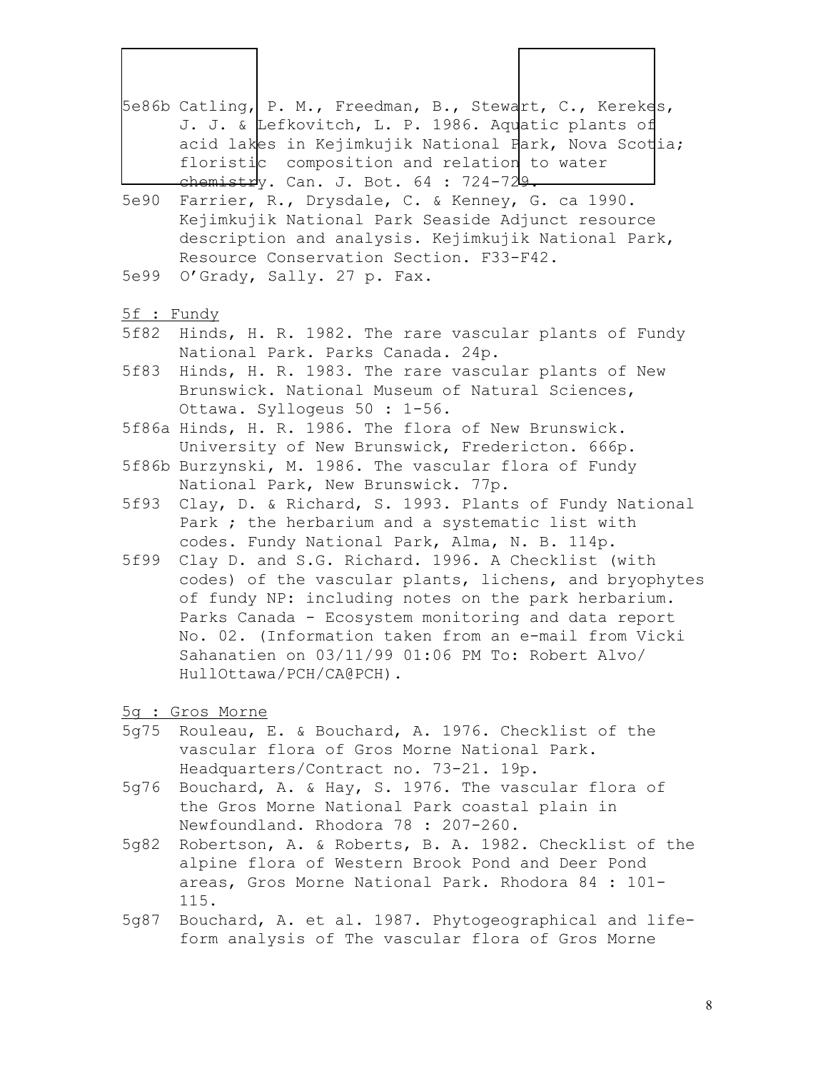5e86b Catling, P. M., Freedman, B., Stewart, C., Kerekes, J. J. & Lefkovitch, L. P. 1986. Aquatic plants of acid lakes in Kejimkujik National Park, Nova Scotia; floristic composition and relation to water chemistry. Can. J. Bot. 64 : 724-729.

5e90 Farrier, R., Drysdale, C. & Kenney, G. ca 1990. Kejimkujik National Park Seaside Adjunct resource description and analysis. Kejimkujik National Park, Resource Conservation Section. F33-F42.

5e99 O'Grady, Sally. 27 p. Fax.

5f : Fundy

5f82 Hinds, H. R. 1982. The rare vascular plants of Fundy National Park. Parks Canada. 24p.

5f83 Hinds, H. R. 1983. The rare vascular plants of New Brunswick. National Museum of Natural Sciences, Ottawa. Syllogeus 50 : 1-56.

5f86a Hinds, H. R. 1986. The flora of New Brunswick. University of New Brunswick, Fredericton. 666p.

5f86b Burzynski, M. 1986. The vascular flora of Fundy National Park, New Brunswick. 77p.

5f93 Clay, D. & Richard, S. 1993. Plants of Fundy National Park ; the herbarium and a systematic list with codes. Fundy National Park, Alma, N. B. 114p.

5f99 Clay D. and S.G. Richard. 1996. A Checklist (with codes) of the vascular plants, lichens, and bryophytes of fundy NP: including notes on the park herbarium. Parks Canada - Ecosystem monitoring and data report No. 02. (Information taken from an e-mail from Vicki Sahanatien on 03/11/99 01:06 PM To: Robert Alvo/ HullOttawa/PCH/CA@PCH).

5g : Gros Morne

5g75 Rouleau, E. & Bouchard, A. 1976. Checklist of the vascular flora of Gros Morne National Park. Headquarters/Contract no. 73-21. 19p.

5g76 Bouchard, A. & Hay, S. 1976. The vascular flora of the Gros Morne National Park coastal plain in Newfoundland. Rhodora 78 : 207-260.

5g82 Robertson, A. & Roberts, B. A. 1982. Checklist of the alpine flora of Western Brook Pond and Deer Pond areas, Gros Morne National Park. Rhodora 84 : 101-115.

5g87 Bouchard, A. et al. 1987. Phytogeographical and life-form analysis of The vascular flora of Gros Morne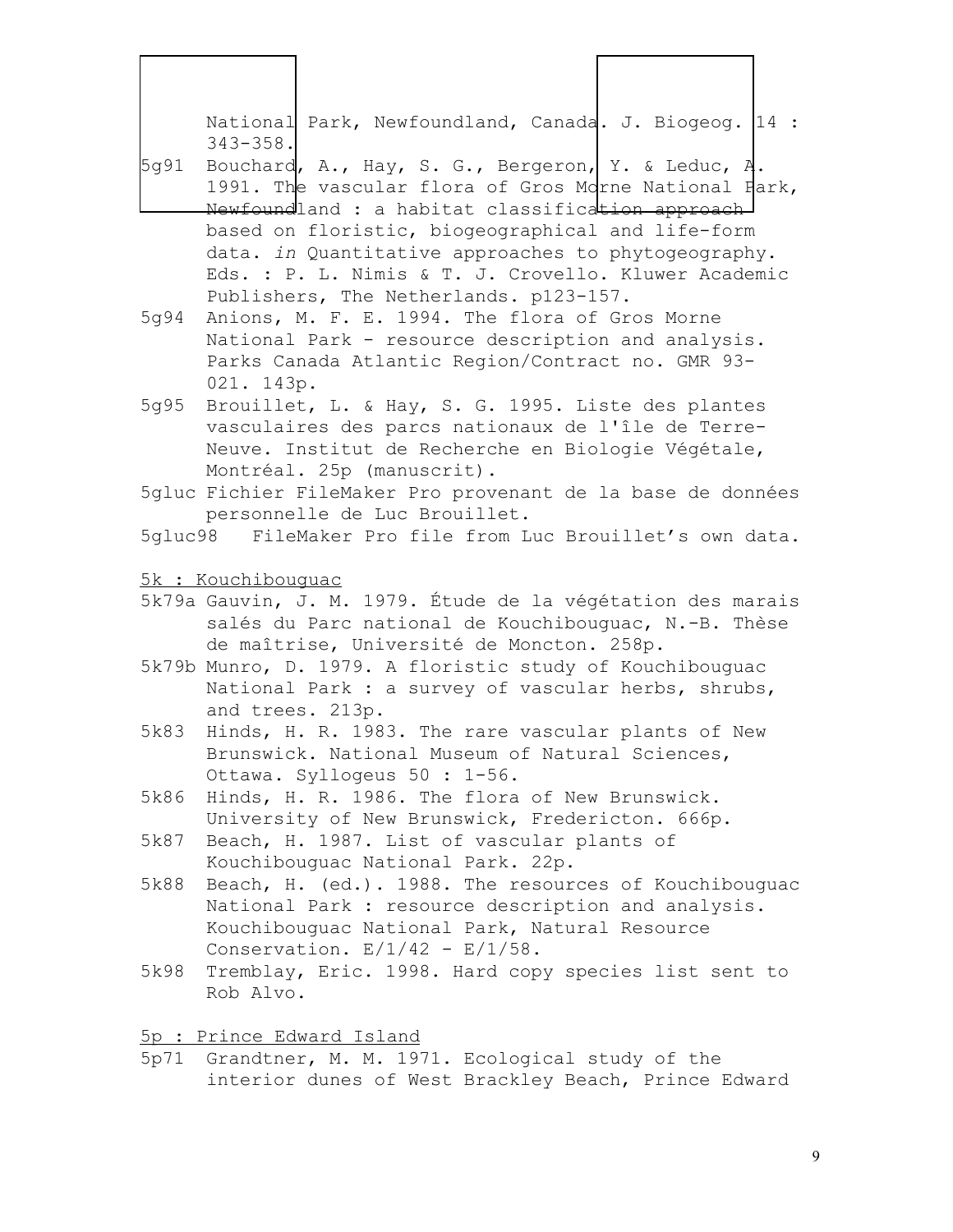National Park, Newfoundland, Canada. J. Biogeog. 14 : 343-358.

5g91 Bouchard, A., Hay, S. G., Bergeron, Y. & Leduc, A. 1991. The vascular flora of Gros Morne National Park, Newfoundland : a habitat classification approach based on floristic, biogeographical and life-form data. *in* Quantitative approaches to phytogeography. Eds. : P. L. Nimis & T. J. Crovello. Kluwer Academic Publishers, The Netherlands. p123-157.

5g94 Anions, M. F. E. 1994. The flora of Gros Morne National Park - resource description and analysis. Parks Canada Atlantic Region/Contract no. GMR 93-021. 143p.

5g95 Brouillet, L. & Hay, S. G. 1995. Liste des plantes vasculaires des parcs nationaux de l'île de Terre-Neuve. Institut de Recherche en Biologie Végétale, Montréal. 25p (manuscrit).

5gluc Fichier FileMaker Pro provenant de la base de données personnelle de Luc Brouillet.

5gluc98 FileMaker Pro file from Luc Brouillet's own data.

5k : Kouchibouguac

5k79a Gauvin, J. M. 1979. Étude de la végétation des marais salés du Parc national de Kouchibouguac, N.-B. Thèse de maîtrise, Université de Moncton. 258p.

5k79b Munro, D. 1979. A floristic study of Kouchibouguac National Park : a survey of vascular herbs, shrubs, and trees. 213p.

5k83 Hinds, H. R. 1983. The rare vascular plants of New Brunswick. National Museum of Natural Sciences, Ottawa. Syllogeus 50 : 1-56.

5k86 Hinds, H. R. 1986. The flora of New Brunswick. University of New Brunswick, Fredericton. 666p.

5k87 Beach, H. 1987. List of vascular plants of Kouchibouguac National Park. 22p.

5k88 Beach, H. (ed.). 1988. The resources of Kouchibouguac National Park : resource description and analysis. Kouchibouguac National Park, Natural Resource Conservation. E/1/42 - E/1/58.

5k98 Tremblay, Eric. 1998. Hard copy species list sent to Rob Alvo.

5p : Prince Edward Island

5p71 Grandtner, M. M. 1971. Ecological study of the interior dunes of West Brackley Beach, Prince Edward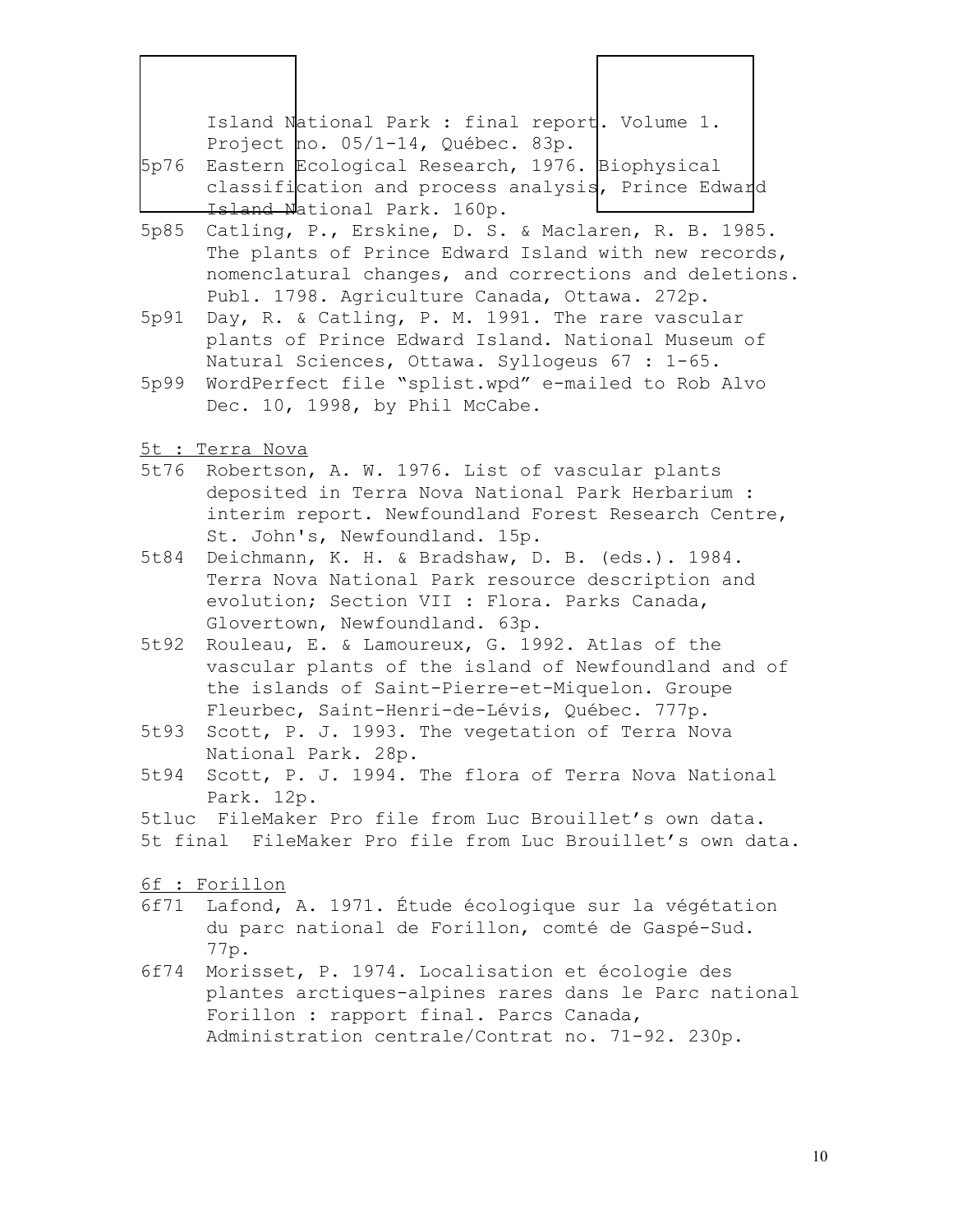Island National Park : final report. Volume 1. Project no. 05/1-14, Québec. 83p.

5p76 Eastern Ecological Research, 1976. Biophysical classification and process analysis, Prince Edward Island National Park. 160p.

5p85 Catling, P., Erskine, D. S. & Maclaren, R. B. 1985. The plants of Prince Edward Island with new records, nomenclatural changes, and corrections and deletions. Publ. 1798. Agriculture Canada, Ottawa. 272p.

5p91 Day, R. & Catling, P. M. 1991. The rare vascular plants of Prince Edward Island. National Museum of Natural Sciences, Ottawa. Syllogeus 67 : 1-65.

5p99 WordPerfect file "splist.wpd" e-mailed to Rob Alvo Dec. 10, 1998, by Phil McCabe.

5t : Terra Nova

5t76 Robertson, A. W. 1976. List of vascular plants deposited in Terra Nova National Park Herbarium : interim report. Newfoundland Forest Research Centre, St. John's, Newfoundland. 15p.

5t84 Deichmann, K. H. & Bradshaw, D. B. (eds.). 1984. Terra Nova National Park resource description and evolution; Section VII : Flora. Parks Canada, Glovertown, Newfoundland. 63p.

5t92 Rouleau, E. & Lamoureux, G. 1992. Atlas of the vascular plants of the island of Newfoundland and of the islands of Saint-Pierre-et-Miquelon. Groupe Fleurbec, Saint-Henri-de-Lévis, Québec. 777p.

5t93 Scott, P. J. 1993. The vegetation of Terra Nova National Park. 28p.

5t94 Scott, P. J. 1994. The flora of Terra Nova National Park. 12p.

5tluc FileMaker Pro file from Luc Brouillet's own data.

5t final FileMaker Pro file from Luc Brouillet's own data.

6f : Forillon

6f71 Lafond, A. 1971. Étude écologique sur la végétation du parc national de Forillon, comté de Gaspé-Sud. 77p.

6f74 Morisset, P. 1974. Localisation et écologie des plantes arctiques-alpines rares dans le Parc national Forillon : rapport final. Parcs Canada, Administration centrale/Contrat no. 71-92. 230p.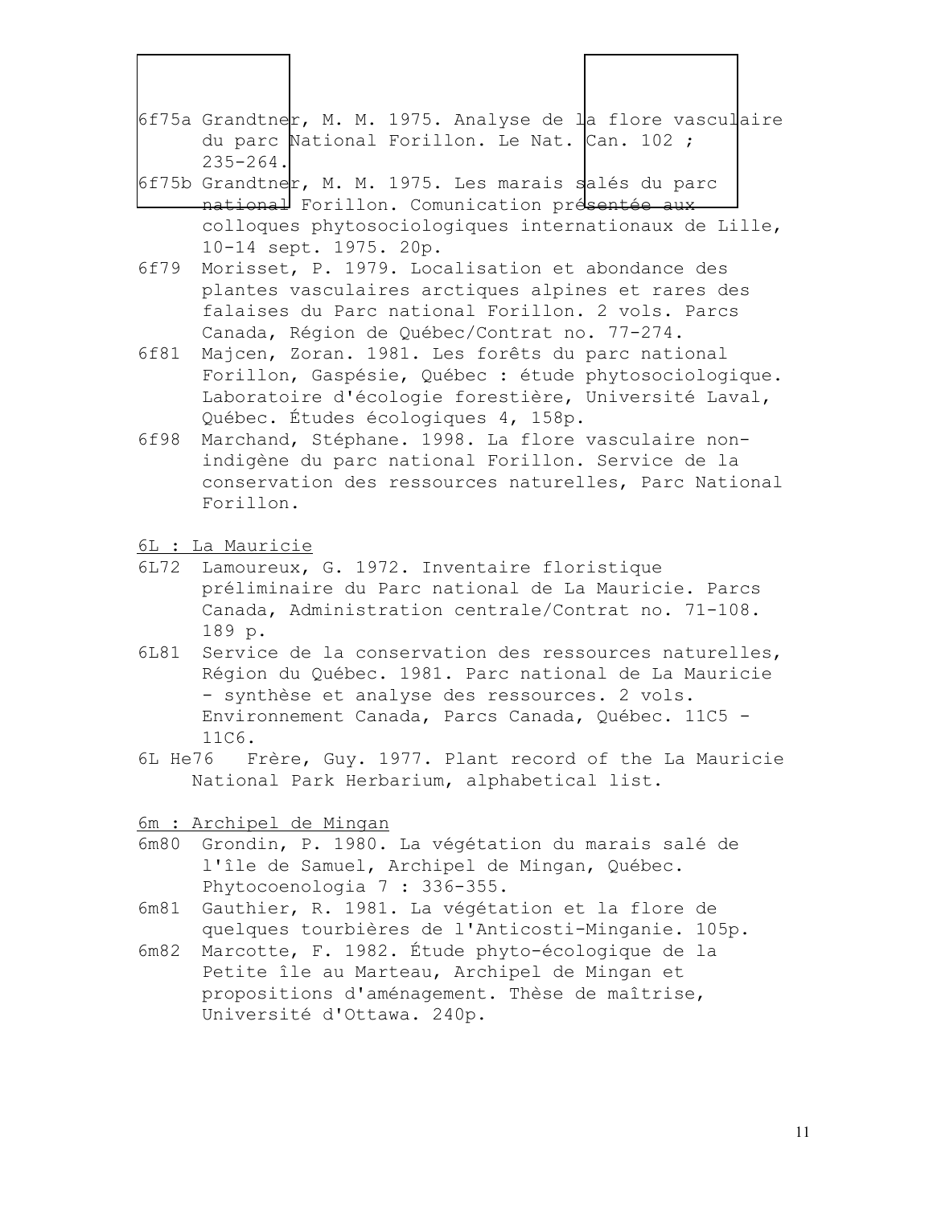6f75a Grandtner, M. M. 1975. Analyse de la flore vasculaire du parc National Forillon. Le Nat. Can. 102 ; 235-264.

6f75b Grandtner, M. M. 1975. Les marais salés du parc national Forillon. Comunication présentée aux colloques phytosociologiques internationaux de Lille, 10-14 sept. 1975. 20p.

6f79 Morisset, P. 1979. Localisation et abondance des plantes vasculaires arctiques alpines et rares des falaises du Parc national Forillon. 2 vols. Parcs Canada, Région de Québec/Contrat no. 77-274.

6f81 Majcen, Zoran. 1981. Les forêts du parc national Forillon, Gaspésie, Québec : étude phytosociologique. Laboratoire d'écologie forestière, Université Laval, Québec. Études écologiques 4, 158p.

6f98 Marchand, Stéphane. 1998. La flore vasculaire non-indigène du parc national Forillon. Service de la conservation des ressources naturelles, Parc National Forillon.

6L : La Mauricie

6L72 Lamoureux, G. 1972. Inventaire floristique préliminaire du Parc national de La Mauricie. Parcs Canada, Administration centrale/Contrat no. 71-108. 189 p.

6L81 Service de la conservation des ressources naturelles, Région du Québec. 1981. Parc national de La Mauricie - synthèse et analyse des ressources. 2 vols. Environnement Canada, Parcs Canada, Québec. 11C5 - 11C6.

6L He76 Frère, Guy. 1977. Plant record of the La Mauricie National Park Herbarium, alphabetical list.

6m : Archipel de Mingan

6m80 Grondin, P. 1980. La végétation du marais salé de l'île de Samuel, Archipel de Mingan, Québec. Phytocoenologia 7 : 336-355.

6m81 Gauthier, R. 1981. La végétation et la flore de quelques tourbières de l'Anticosti-Minganie. 105p.

6m82 Marcotte, F. 1982. Étude phyto-écologique de la Petite île au Marteau, Archipel de Mingan et propositions d'aménagement. Thèse de maîtrise, Université d'Ottawa. 240p.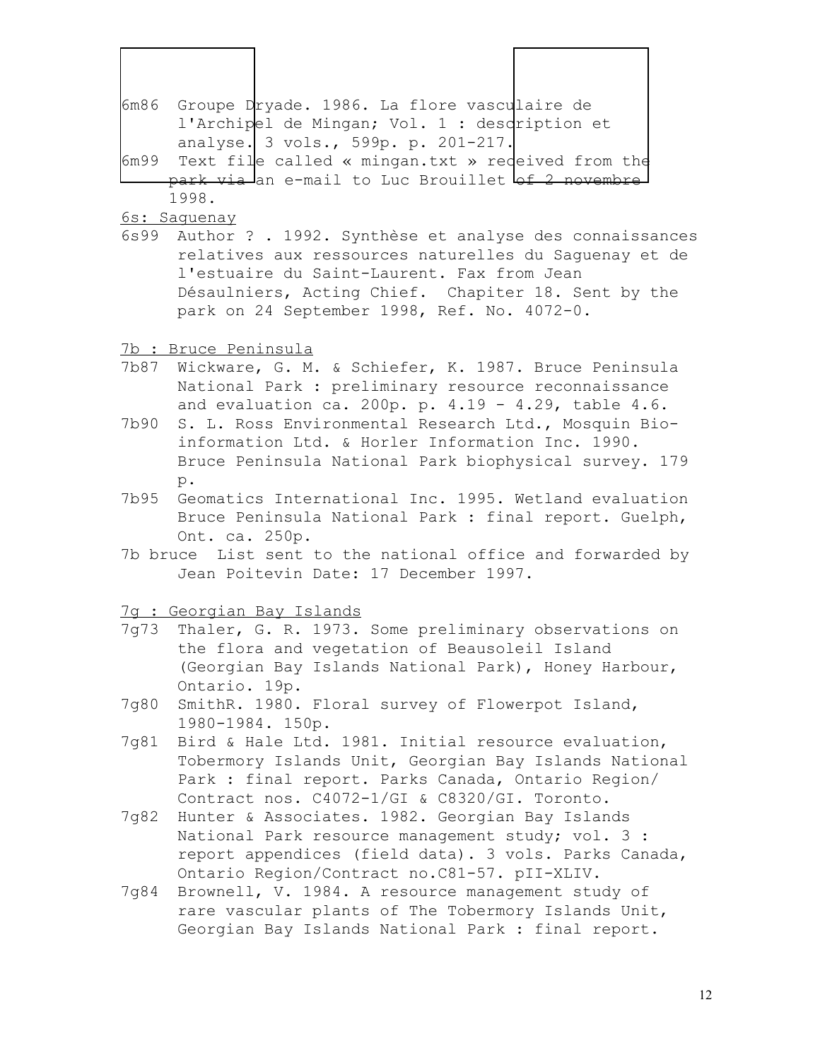6m86 Groupe Dryade. 1986. La flore vasculaire de l'Archipel de Mingan; Vol. 1 : description et analyse. 3 vols., 599p. p. 201-217.

6m99 Text file called « mingan.txt » received from the park via an e-mail to Luc Brouillet of 2 novembre 1998.

6s: Saguenay

6s99 Author ? . 1992. Synthèse et analyse des connaissances relatives aux ressources naturelles du Saguenay et de l'estuaire du Saint-Laurent. Fax from Jean Désaulniers, Acting Chief. Chapiter 18. Sent by the park on 24 September 1998, Ref. No. 4072-0.

7b : Bruce Peninsula

7b87 Wickware, G. M. & Schiefer, K. 1987. Bruce Peninsula National Park : preliminary resource reconnaissance and evaluation ca. 200p. p. 4.19 - 4.29, table 4.6.

7b90 S. L. Ross Environmental Research Ltd., Mosquin Bio-information Ltd. & Horler Information Inc. 1990. Bruce Peninsula National Park biophysical survey. 179 p.

7b95 Geomatics International Inc. 1995. Wetland evaluation Bruce Peninsula National Park : final report. Guelph, Ont. ca. 250p.

7b bruce List sent to the national office and forwarded by Jean Poitevin Date: 17 December 1997.

7g : Georgian Bay Islands

7g73 Thaler, G. R. 1973. Some preliminary observations on the flora and vegetation of Beausoleil Island (Georgian Bay Islands National Park), Honey Harbour, Ontario. 19p.

7g80 SmithR. 1980. Floral survey of Flowerpot Island, 1980-1984. 150p.

7g81 Bird & Hale Ltd. 1981. Initial resource evaluation, Tobermory Islands Unit, Georgian Bay Islands National Park : final report. Parks Canada, Ontario Region/ Contract nos. C4072-1/GI & C8320/GI. Toronto.

7g82 Hunter & Associates. 1982. Georgian Bay Islands National Park resource management study; vol. 3 : report appendices (field data). 3 vols. Parks Canada, Ontario Region/Contract no.C81-57. pII-XLIV.

7g84 Brownell, V. 1984. A resource management study of rare vascular plants of The Tobermory Islands Unit, Georgian Bay Islands National Park : final report.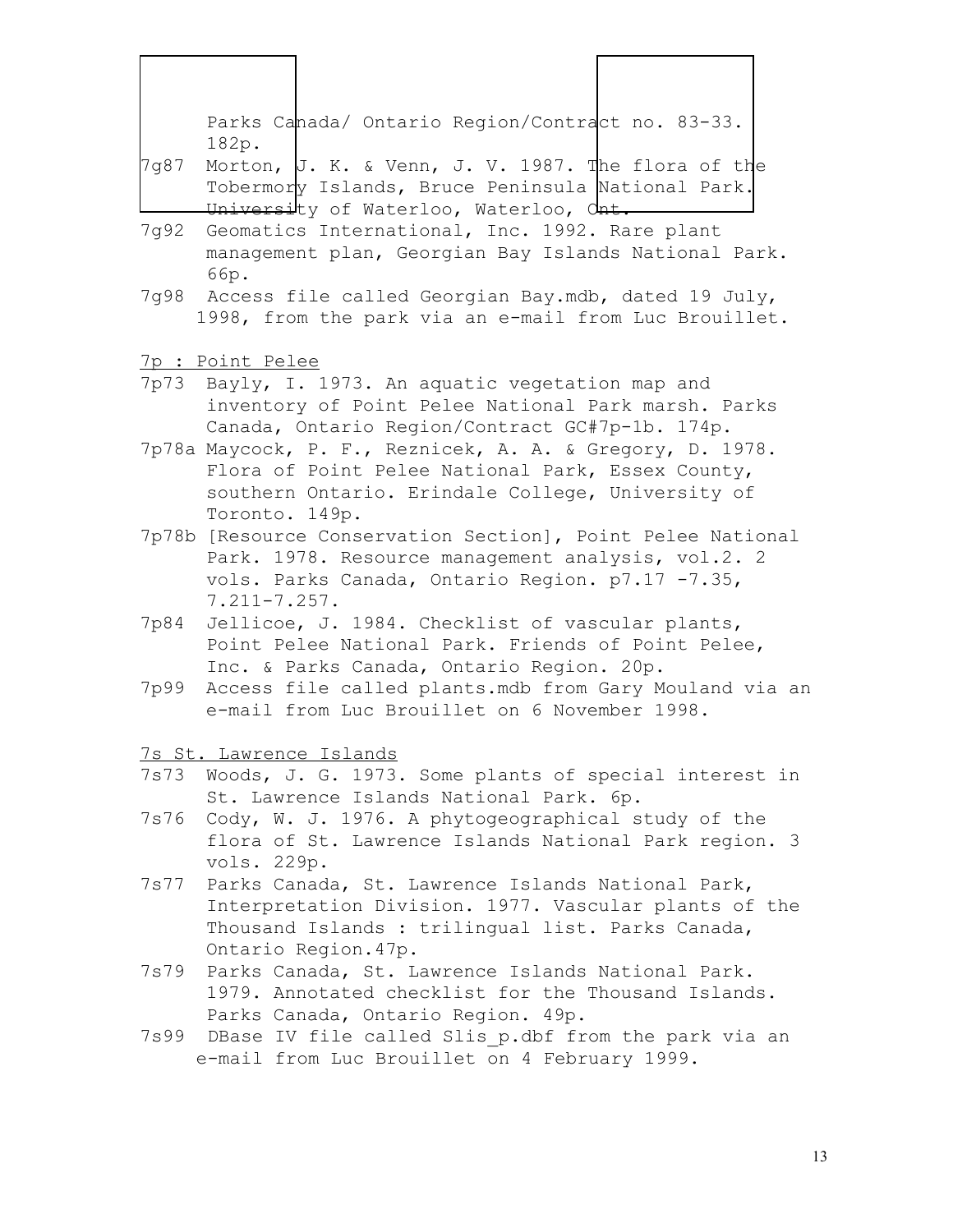Parks Canada/ Ontario Region/Contract no. 83-33. 182p.

7g87 Morton, J. K. & Venn, J. V. 1987. The flora of the Tobermory Islands, Bruce Peninsula National Park. University of Waterloo, Waterloo, Ont.

7g92 Geomatics International, Inc. 1992. Rare plant management plan, Georgian Bay Islands National Park. 66p.

7g98 Access file called Georgian Bay.mdb, dated 19 July, 1998, from the park via an e-mail from Luc Brouillet.

7p : Point Pelee

7p73 Bayly, I. 1973. An aquatic vegetation map and inventory of Point Pelee National Park marsh. Parks Canada, Ontario Region/Contract GC#7p-1b. 174p.

7p78a Maycock, P. F., Reznicek, A. A. & Gregory, D. 1978. Flora of Point Pelee National Park, Essex County, southern Ontario. Erindale College, University of Toronto. 149p.

7p78b [Resource Conservation Section], Point Pelee National Park. 1978. Resource management analysis, vol.2. 2 vols. Parks Canada, Ontario Region. p7.17 -7.35, 7.211-7.257.

7p84 Jellicoe, J. 1984. Checklist of vascular plants, Point Pelee National Park. Friends of Point Pelee, Inc. & Parks Canada, Ontario Region. 20p.

7p99 Access file called plants.mdb from Gary Mouland via an e-mail from Luc Brouillet on 6 November 1998.

7s St. Lawrence Islands

7s73 Woods, J. G. 1973. Some plants of special interest in St. Lawrence Islands National Park. 6p.

7s76 Cody, W. J. 1976. A phytogeographical study of the flora of St. Lawrence Islands National Park region. 3 vols. 229p.

7s77 Parks Canada, St. Lawrence Islands National Park, Interpretation Division. 1977. Vascular plants of the Thousand Islands : trilingual list. Parks Canada, Ontario Region.47p.

7s79 Parks Canada, St. Lawrence Islands National Park. 1979. Annotated checklist for the Thousand Islands. Parks Canada, Ontario Region. 49p.

7s99 DBase IV file called Slis_p.dbf from the park via an e-mail from Luc Brouillet on 4 February 1999.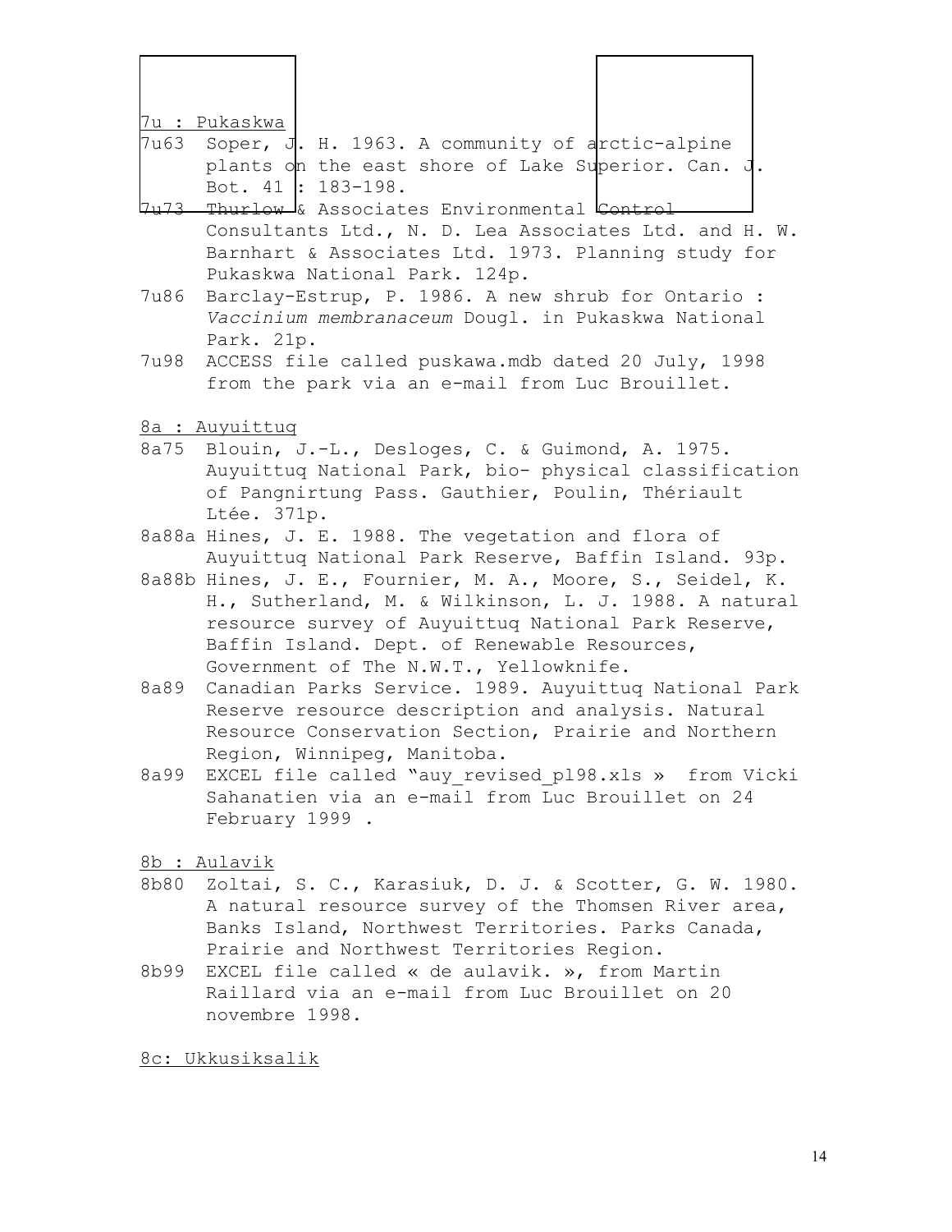<u>7u : Pukaskwa</u>

7u63 Soper, J. H. 1963. A community of arctic-alpine plants on the east shore of Lake Superior. Can. J. Bot. 41 : 183-198.

7u73 Thurlow & Associates Environmental Control Consultants Ltd., N. D. Lea Associates Ltd. and H. W. Barnhart & Associates Ltd. 1973. Planning study for Pukaskwa National Park. 124p.

7u86 Barclay-Estrup, P. 1986. A new shrub for Ontario : *Vaccinium membranaceum* Dougl. in Pukaskwa National Park. 21p.

7u98 ACCESS file called puskawa.mdb dated 20 July, 1998 from the park via an e-mail from Luc Brouillet.

<u>8a : Auyuittuq</u>

8a75 Blouin, J.-L., Desloges, C. & Guimond, A. 1975. Auyuittuq National Park, bio- physical classification of Pangnirtung Pass. Gauthier, Poulin, Thériault Ltée. 371p.

8a88a Hines, J. E. 1988. The vegetation and flora of Auyuittuq National Park Reserve, Baffin Island. 93p.

8a88b Hines, J. E., Fournier, M. A., Moore, S., Seidel, K. H., Sutherland, M. & Wilkinson, L. J. 1988. A natural resource survey of Auyuittuq National Park Reserve, Baffin Island. Dept. of Renewable Resources, Government of The N.W.T., Yellowknife.

8a89 Canadian Parks Service. 1989. Auyuittuq National Park Reserve resource description and analysis. Natural Resource Conservation Section, Prairie and Northern Region, Winnipeg, Manitoba.

8a99 EXCEL file called "auy_revised_pl98.xls » from Vicki Sahanatien via an e-mail from Luc Brouillet on 24 February 1999 .

<u>8b : Aulavik</u>

8b80 Zoltai, S. C., Karasiuk, D. J. & Scotter, G. W. 1980. A natural resource survey of the Thomsen River area, Banks Island, Northwest Territories. Parks Canada, Prairie and Northwest Territories Region.

8b99 EXCEL file called « de aulavik. », from Martin Raillard via an e-mail from Luc Brouillet on 20 novembre 1998.

<u>8c: Ukkusiksalik</u>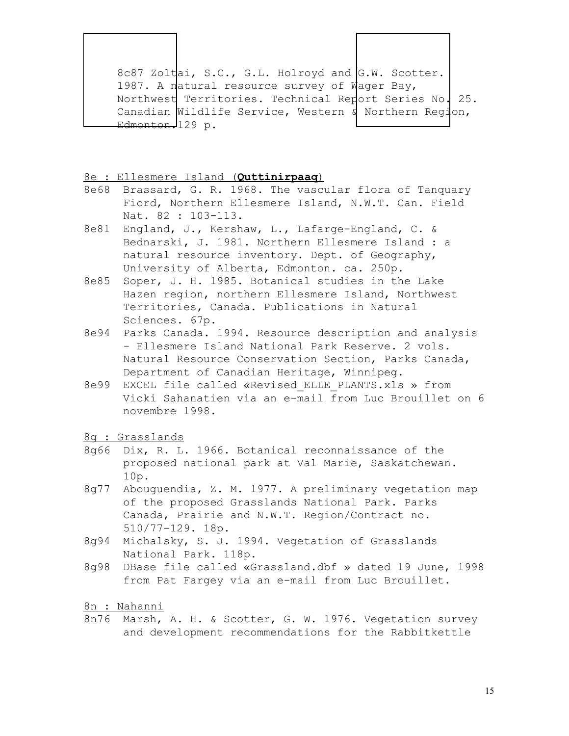8c87 Zoltai, S.C., G.L. Holroyd and G.W. Scotter. 1987. A natural resource survey of Wager Bay, Northwest Territories. Technical Report Series No. 25. Canadian Wildlife Service, Western & Northern Region, Edmonton. 129 p.

8e : Ellesmere Island (**Quttinirpaaq**)

8e68 Brassard, G. R. 1968. The vascular flora of Tanquary Fiord, Northern Ellesmere Island, N.W.T. Can. Field Nat. 82 : 103-113.

8e81 England, J., Kershaw, L., Lafarge-England, C. & Bednarski, J. 1981. Northern Ellesmere Island : a natural resource inventory. Dept. of Geography, University of Alberta, Edmonton. ca. 250p.

8e85 Soper, J. H. 1985. Botanical studies in the Lake Hazen region, northern Ellesmere Island, Northwest Territories, Canada. Publications in Natural Sciences. 67p.

8e94 Parks Canada. 1994. Resource description and analysis - Ellesmere Island National Park Reserve. 2 vols. Natural Resource Conservation Section, Parks Canada, Department of Canadian Heritage, Winnipeg.

8e99 EXCEL file called «Revised_ELLE_PLANTS.xls » from Vicki Sahanatien via an e-mail from Luc Brouillet on 6 novembre 1998.

8g : Grasslands

8g66 Dix, R. L. 1966. Botanical reconnaissance of the proposed national park at Val Marie, Saskatchewan. 10p.

8g77 Abouguendia, Z. M. 1977. A preliminary vegetation map of the proposed Grasslands National Park. Parks Canada, Prairie and N.W.T. Region/Contract no. 510/77-129. 18p.

8g94 Michalsky, S. J. 1994. Vegetation of Grasslands National Park. 118p.

8g98 DBase file called «Grassland.dbf » dated 19 June, 1998 from Pat Fargey via an e-mail from Luc Brouillet.

8n : Nahanni

8n76 Marsh, A. H. & Scotter, G. W. 1976. Vegetation survey and development recommendations for the Rabbitkettle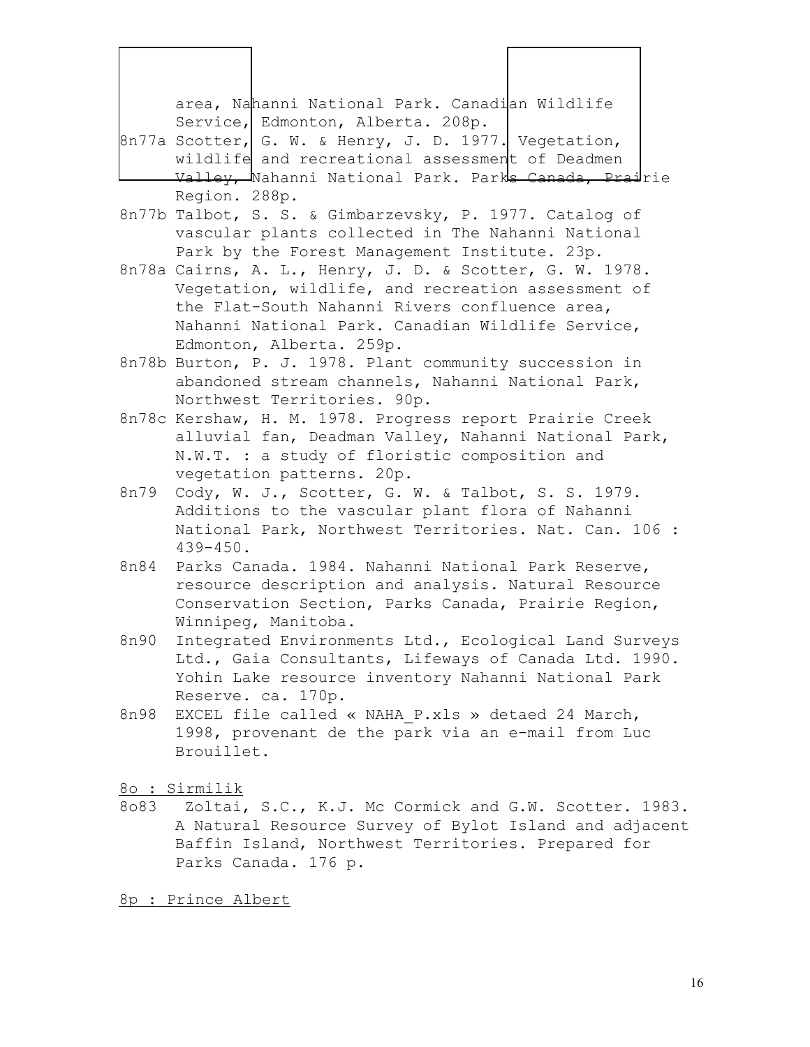area, Nahanni National Park. Canadian Wildlife Service, Edmonton, Alberta. 208p.

8n77a Scotter, G. W. & Henry, J. D. 1977. Vegetation, wildlife and recreational assessment of Deadmen Valley, Nahanni National Park. Parks Canada, Prairie Region. 288p.

8n77b Talbot, S. S. & Gimbarzevsky, P. 1977. Catalog of vascular plants collected in The Nahanni National Park by the Forest Management Institute. 23p.

8n78a Cairns, A. L., Henry, J. D. & Scotter, G. W. 1978. Vegetation, wildlife, and recreation assessment of the Flat-South Nahanni Rivers confluence area, Nahanni National Park. Canadian Wildlife Service, Edmonton, Alberta. 259p.

8n78b Burton, P. J. 1978. Plant community succession in abandoned stream channels, Nahanni National Park, Northwest Territories. 90p.

8n78c Kershaw, H. M. 1978. Progress report Prairie Creek alluvial fan, Deadman Valley, Nahanni National Park, N.W.T. : a study of floristic composition and vegetation patterns. 20p.

8n79 Cody, W. J., Scotter, G. W. & Talbot, S. S. 1979. Additions to the vascular plant flora of Nahanni National Park, Northwest Territories. Nat. Can. 106 : 439-450.

8n84 Parks Canada. 1984. Nahanni National Park Reserve, resource description and analysis. Natural Resource Conservation Section, Parks Canada, Prairie Region, Winnipeg, Manitoba.

8n90 Integrated Environments Ltd., Ecological Land Surveys Ltd., Gaia Consultants, Lifeways of Canada Ltd. 1990. Yohin Lake resource inventory Nahanni National Park Reserve. ca. 170p.

8n98 EXCEL file called « NAHA_P.xls » detaed 24 March, 1998, provenant de the park via an e-mail from Luc Brouillet.

8o : Sirmilik

8o83 Zoltai, S.C., K.J. Mc Cormick and G.W. Scotter. 1983. A Natural Resource Survey of Bylot Island and adjacent Baffin Island, Northwest Territories. Prepared for Parks Canada. 176 p.

8p : Prince Albert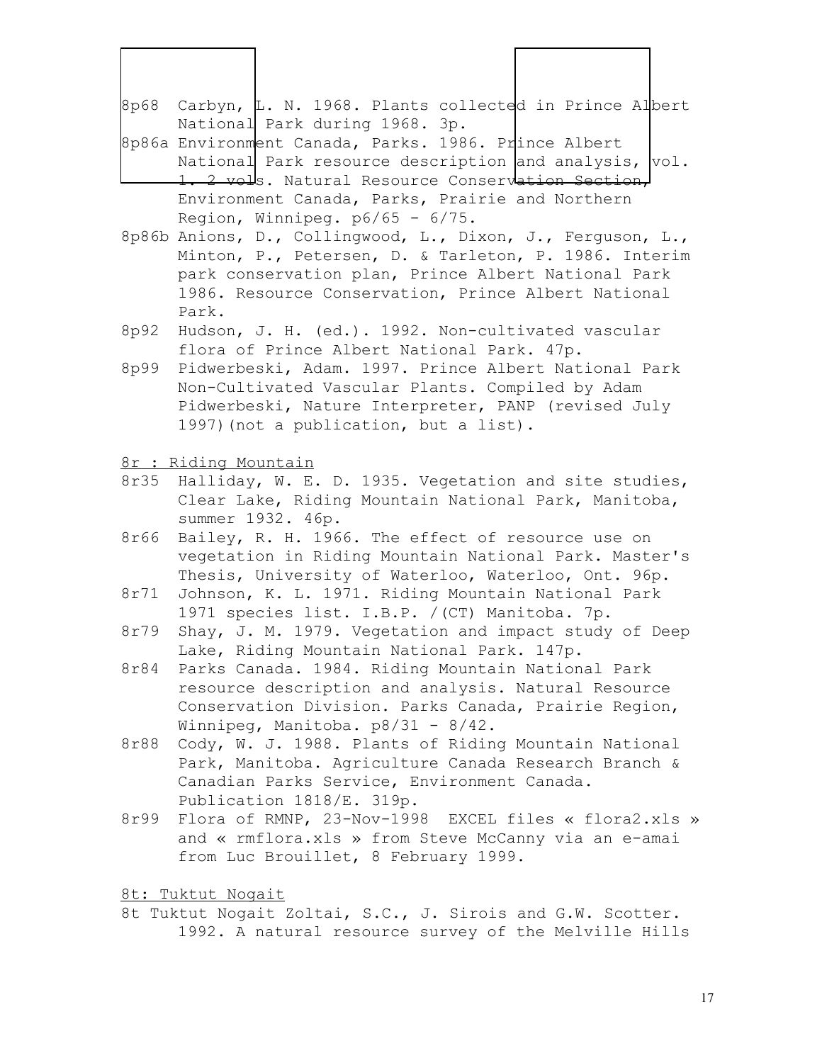8p68 Carbyn, L. N. 1968. Plants collected in Prince Albert National Park during 1968. 3p.

8p86a Environment Canada, Parks. 1986. Prince Albert National Park resource description and analysis, vol. 1. 2 vols. Natural Resource Conservation Section, Environment Canada, Parks, Prairie and Northern Region, Winnipeg. p6/65 - 6/75.

8p86b Anions, D., Collingwood, L., Dixon, J., Ferguson, L., Minton, P., Petersen, D. & Tarleton, P. 1986. Interim park conservation plan, Prince Albert National Park 1986. Resource Conservation, Prince Albert National Park.

8p92 Hudson, J. H. (ed.). 1992. Non-cultivated vascular flora of Prince Albert National Park. 47p.

8p99 Pidwerbeski, Adam. 1997. Prince Albert National Park Non-Cultivated Vascular Plants. Compiled by Adam Pidwerbeski, Nature Interpreter, PANP (revised July 1997)(not a publication, but a list).

<u>8r : Riding Mountain</u>

8r35 Halliday, W. E. D. 1935. Vegetation and site studies, Clear Lake, Riding Mountain National Park, Manitoba, summer 1932. 46p.

8r66 Bailey, R. H. 1966. The effect of resource use on vegetation in Riding Mountain National Park. Master's Thesis, University of Waterloo, Waterloo, Ont. 96p.

8r71 Johnson, K. L. 1971. Riding Mountain National Park 1971 species list. I.B.P. /(CT) Manitoba. 7p.

8r79 Shay, J. M. 1979. Vegetation and impact study of Deep Lake, Riding Mountain National Park. 147p.

8r84 Parks Canada. 1984. Riding Mountain National Park resource description and analysis. Natural Resource Conservation Division. Parks Canada, Prairie Region, Winnipeg, Manitoba. p8/31 - 8/42.

8r88 Cody, W. J. 1988. Plants of Riding Mountain National Park, Manitoba. Agriculture Canada Research Branch & Canadian Parks Service, Environment Canada. Publication 1818/E. 319p.

8r99 Flora of RMNP, 23-Nov-1998 EXCEL files « flora2.xls » and « rmflora.xls » from Steve McCanny via an e-amai from Luc Brouillet, 8 February 1999.

<u>8t: Tuktut Nogait</u>

8t Tuktut Nogait Zoltai, S.C., J. Sirois and G.W. Scotter. 1992. A natural resource survey of the Melville Hills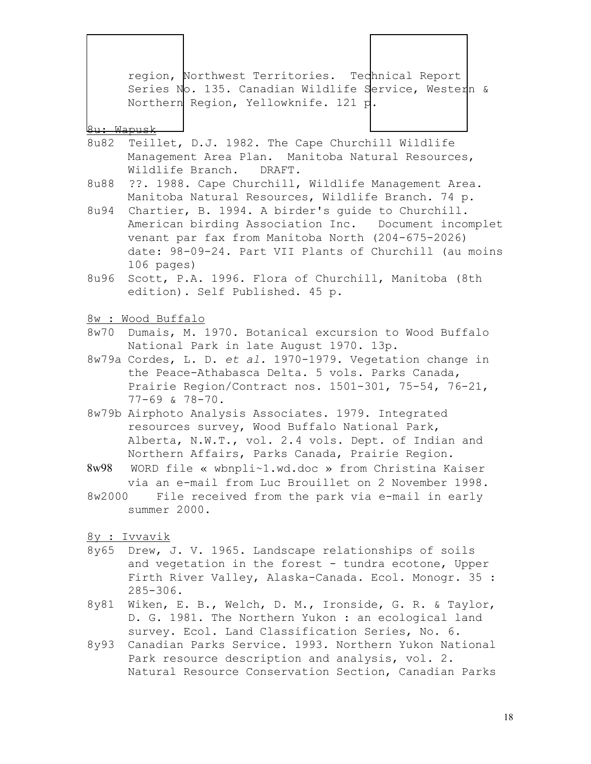region, Northwest Territories. Technical Report Series No. 135. Canadian Wildlife Service, Western & Northern Region, Yellowknife. 121 p.

8u: Wapusk

8u82 Teillet, D.J. 1982. The Cape Churchill Wildlife Management Area Plan. Manitoba Natural Resources, Wildlife Branch. DRAFT.

8u88 ??. 1988. Cape Churchill, Wildlife Management Area. Manitoba Natural Resources, Wildlife Branch. 74 p.

8u94 Chartier, B. 1994. A birder's guide to Churchill. American birding Association Inc. Document incomplet venant par fax from Manitoba North (204-675-2026) date: 98-09-24. Part VII Plants of Churchill (au moins 106 pages)

8u96 Scott, P.A. 1996. Flora of Churchill, Manitoba (8th edition). Self Published. 45 p.

8w : Wood Buffalo

8w70 Dumais, M. 1970. Botanical excursion to Wood Buffalo National Park in late August 1970. 13p.

8w79a Cordes, L. D. *et al*. 1970-1979. Vegetation change in the Peace-Athabasca Delta. 5 vols. Parks Canada, Prairie Region/Contract nos. 1501-301, 75-54, 76-21, 77-69 & 78-70.

8w79b Airphoto Analysis Associates. 1979. Integrated resources survey, Wood Buffalo National Park, Alberta, N.W.T., vol. 2.4 vols. Dept. of Indian and Northern Affairs, Parks Canada, Prairie Region.

8w98 WORD file « wbnpli~1.wd.doc » from Christina Kaiser via an e-mail from Luc Brouillet on 2 November 1998.

8w2000 File received from the park via e-mail in early summer 2000.

8y : Ivvavik

8y65 Drew, J. V. 1965. Landscape relationships of soils and vegetation in the forest - tundra ecotone, Upper Firth River Valley, Alaska-Canada. Ecol. Monogr. 35 : 285-306.

8y81 Wiken, E. B., Welch, D. M., Ironside, G. R. & Taylor, D. G. 1981. The Northern Yukon : an ecological land survey. Ecol. Land Classification Series, No. 6.

8y93 Canadian Parks Service. 1993. Northern Yukon National Park resource description and analysis, vol. 2. Natural Resource Conservation Section, Canadian Parks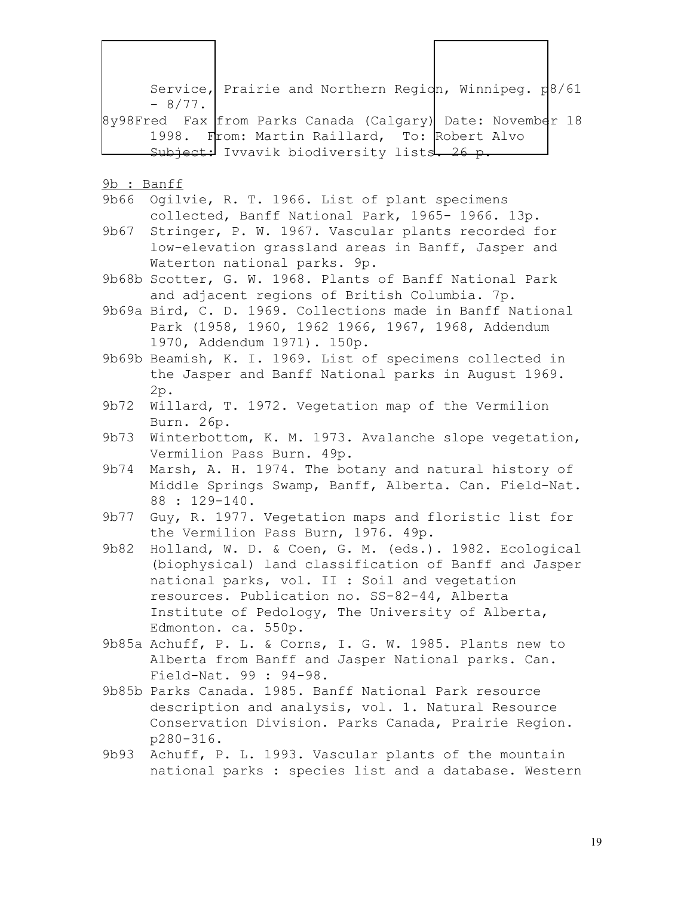Service, Prairie and Northern Region, Winnipeg. p8/61 - 8/77.

8y98Fred Fax from Parks Canada (Calgary) Date: November 18 1998. From: Martin Raillard, To: Robert Alvo Subject: Ivvavik biodiversity lists. 26 p.

9b : Banff

9b66 Ogilvie, R. T. 1966. List of plant specimens collected, Banff National Park, 1965- 1966. 13p.

9b67 Stringer, P. W. 1967. Vascular plants recorded for low-elevation grassland areas in Banff, Jasper and Waterton national parks. 9p.

9b68b Scotter, G. W. 1968. Plants of Banff National Park and adjacent regions of British Columbia. 7p.

9b69a Bird, C. D. 1969. Collections made in Banff National Park (1958, 1960, 1962 1966, 1967, 1968, Addendum 1970, Addendum 1971). 150p.

9b69b Beamish, K. I. 1969. List of specimens collected in the Jasper and Banff National parks in August 1969. 2p.

9b72 Willard, T. 1972. Vegetation map of the Vermilion Burn. 26p.

9b73 Winterbottom, K. M. 1973. Avalanche slope vegetation, Vermilion Pass Burn. 49p.

9b74 Marsh, A. H. 1974. The botany and natural history of Middle Springs Swamp, Banff, Alberta. Can. Field-Nat. 88 : 129-140.

9b77 Guy, R. 1977. Vegetation maps and floristic list for the Vermilion Pass Burn, 1976. 49p.

9b82 Holland, W. D. & Coen, G. M. (eds.). 1982. Ecological (biophysical) land classification of Banff and Jasper national parks, vol. II : Soil and vegetation resources. Publication no. SS-82-44, Alberta Institute of Pedology, The University of Alberta, Edmonton. ca. 550p.

9b85a Achuff, P. L. & Corns, I. G. W. 1985. Plants new to Alberta from Banff and Jasper National parks. Can. Field-Nat. 99 : 94-98.

9b85b Parks Canada. 1985. Banff National Park resource description and analysis, vol. 1. Natural Resource Conservation Division. Parks Canada, Prairie Region. p280-316.

9b93 Achuff, P. L. 1993. Vascular plants of the mountain national parks : species list and a database. Western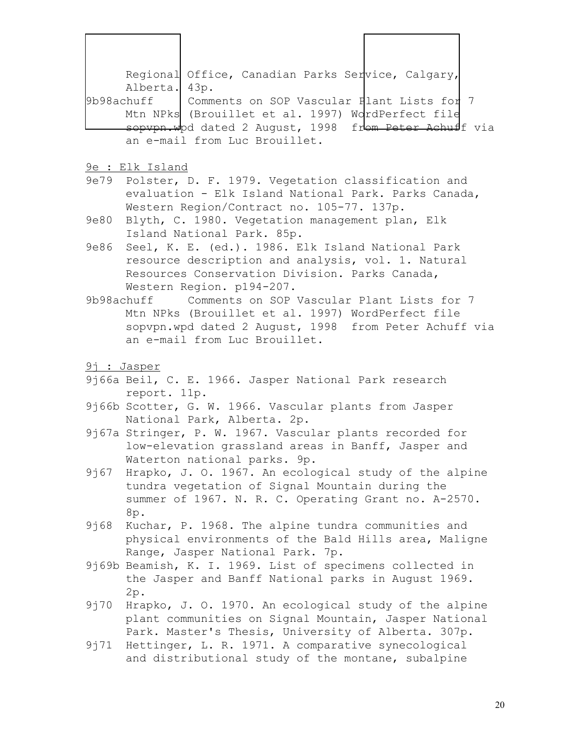Regional Office, Canadian Parks Service, Calgary, Alberta. 43p.

9b98achuff Comments on SOP Vascular Plant Lists for 7 Mtn NPks (Brouillet et al. 1997) WordPerfect file sopvpn.wpd dated 2 August, 1998 from Peter Achuff via an e-mail from Luc Brouillet.

9e : Elk Island

9e79 Polster, D. F. 1979. Vegetation classification and evaluation - Elk Island National Park. Parks Canada, Western Region/Contract no. 105-77. 137p.

9e80 Blyth, C. 1980. Vegetation management plan, Elk Island National Park. 85p.

9e86 Seel, K. E. (ed.). 1986. Elk Island National Park resource description and analysis, vol. 1. Natural Resources Conservation Division. Parks Canada, Western Region. p194-207.

9b98achuff Comments on SOP Vascular Plant Lists for 7 Mtn NPks (Brouillet et al. 1997) WordPerfect file sopvpn.wpd dated 2 August, 1998 from Peter Achuff via an e-mail from Luc Brouillet.

9j : Jasper

9j66a Beil, C. E. 1966. Jasper National Park research report. 11p.

9j66b Scotter, G. W. 1966. Vascular plants from Jasper National Park, Alberta. 2p.

9j67a Stringer, P. W. 1967. Vascular plants recorded for low-elevation grassland areas in Banff, Jasper and Waterton national parks. 9p.

9j67 Hrapko, J. O. 1967. An ecological study of the alpine tundra vegetation of Signal Mountain during the summer of 1967. N. R. C. Operating Grant no. A-2570. 8p.

9j68 Kuchar, P. 1968. The alpine tundra communities and physical environments of the Bald Hills area, Maligne Range, Jasper National Park. 7p.

9j69b Beamish, K. I. 1969. List of specimens collected in the Jasper and Banff National parks in August 1969. 2p.

9j70 Hrapko, J. O. 1970. An ecological study of the alpine plant communities on Signal Mountain, Jasper National Park. Master's Thesis, University of Alberta. 307p.

9j71 Hettinger, L. R. 1971. A comparative synecological and distributional study of the montane, subalpine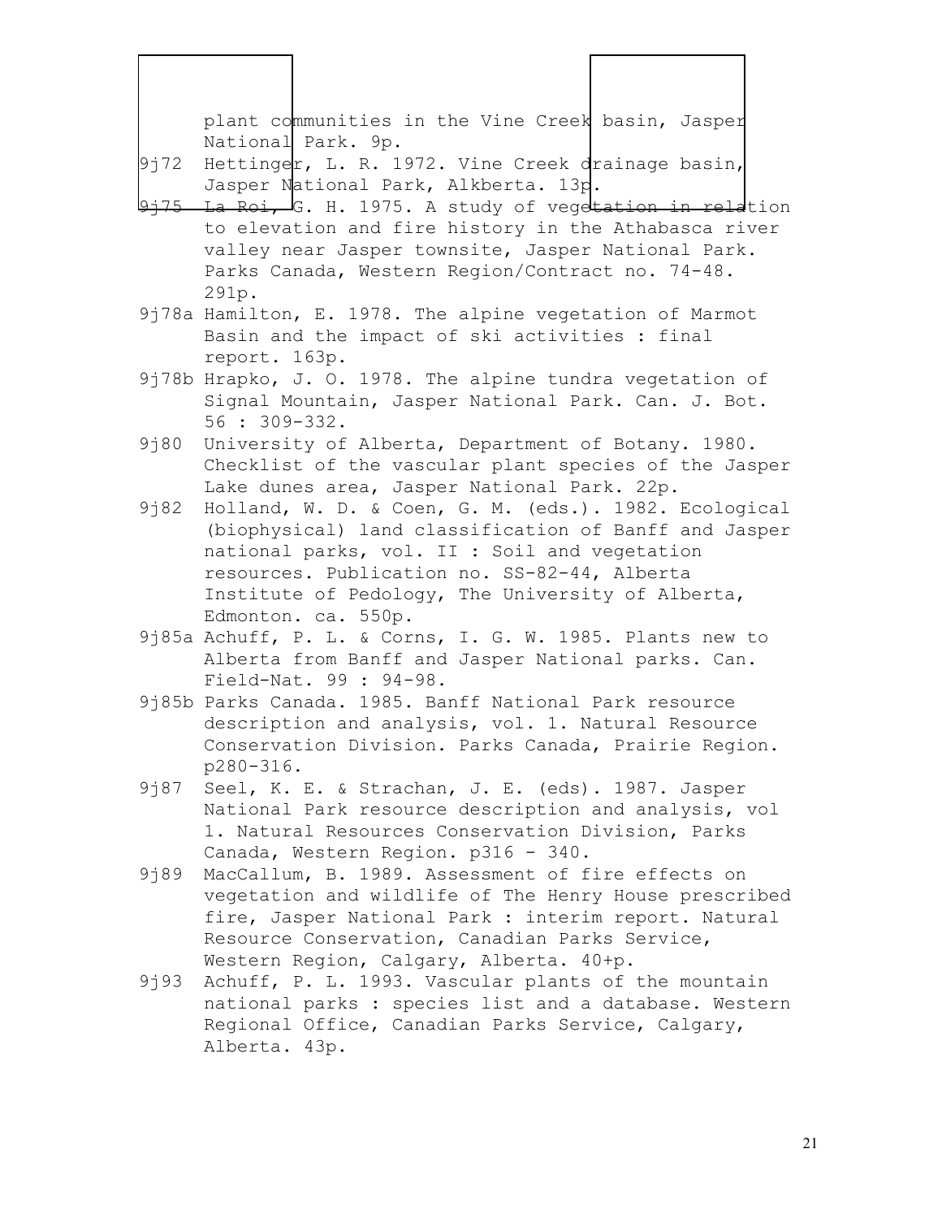plant communities in the Vine Creek basin, Jasper National Park. 9p.

9j72 Hettinger, L. R. 1972. Vine Creek drainage basin, Jasper National Park, Alkberta. 13p.

9j75 La Roi, G. H. 1975. A study of vegetation in relation to elevation and fire history in the Athabasca river valley near Jasper townsite, Jasper National Park. Parks Canada, Western Region/Contract no. 74-48. 291p.

9j78a Hamilton, E. 1978. The alpine vegetation of Marmot Basin and the impact of ski activities : final report. 163p.

9j78b Hrapko, J. O. 1978. The alpine tundra vegetation of Signal Mountain, Jasper National Park. Can. J. Bot. 56 : 309-332.

9j80 University of Alberta, Department of Botany. 1980. Checklist of the vascular plant species of the Jasper Lake dunes area, Jasper National Park. 22p.

9j82 Holland, W. D. & Coen, G. M. (eds.). 1982. Ecological (biophysical) land classification of Banff and Jasper national parks, vol. II : Soil and vegetation resources. Publication no. SS-82-44, Alberta Institute of Pedology, The University of Alberta, Edmonton. ca. 550p.

9j85a Achuff, P. L. & Corns, I. G. W. 1985. Plants new to Alberta from Banff and Jasper National parks. Can. Field-Nat. 99 : 94-98.

9j85b Parks Canada. 1985. Banff National Park resource description and analysis, vol. 1. Natural Resource Conservation Division. Parks Canada, Prairie Region. p280-316.

9j87 Seel, K. E. & Strachan, J. E. (eds). 1987. Jasper National Park resource description and analysis, vol 1. Natural Resources Conservation Division, Parks Canada, Western Region. p316 - 340.

9j89 MacCallum, B. 1989. Assessment of fire effects on vegetation and wildlife of The Henry House prescribed fire, Jasper National Park : interim report. Natural Resource Conservation, Canadian Parks Service, Western Region, Calgary, Alberta. 40+p.

9j93 Achuff, P. L. 1993. Vascular plants of the mountain national parks : species list and a database. Western Regional Office, Canadian Parks Service, Calgary, Alberta. 43p.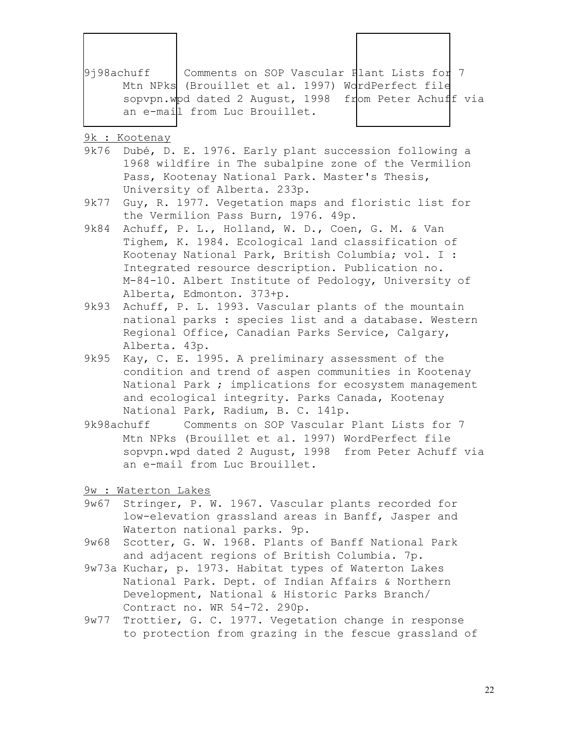9j98achuff Comments on SOP Vascular Plant Lists for 7 Mtn NPks (Brouillet et al. 1997) WordPerfect file sopvpn.wpd dated 2 August, 1998 from Peter Achuff via an e-mail from Luc Brouillet.

<u>9k : Kootenay</u>

9k76 Dubé, D. E. 1976. Early plant succession following a 1968 wildfire in The subalpine zone of the Vermilion Pass, Kootenay National Park. Master's Thesis, University of Alberta. 233p.

9k77 Guy, R. 1977. Vegetation maps and floristic list for the Vermilion Pass Burn, 1976. 49p.

9k84 Achuff, P. L., Holland, W. D., Coen, G. M. & Van Tighem, K. 1984. Ecological land classification of Kootenay National Park, British Columbia; vol. I : Integrated resource description. Publication no. M-84-10. Albert Institute of Pedology, University of Alberta, Edmonton. 373+p.

9k93 Achuff, P. L. 1993. Vascular plants of the mountain national parks : species list and a database. Western Regional Office, Canadian Parks Service, Calgary, Alberta. 43p.

9k95 Kay, C. E. 1995. A preliminary assessment of the condition and trend of aspen communities in Kootenay National Park ; implications for ecosystem management and ecological integrity. Parks Canada, Kootenay National Park, Radium, B. C. 141p.

9k98achuff Comments on SOP Vascular Plant Lists for 7 Mtn NPks (Brouillet et al. 1997) WordPerfect file sopvpn.wpd dated 2 August, 1998 from Peter Achuff via an e-mail from Luc Brouillet.

<u>9w : Waterton Lakes</u>

9w67 Stringer, P. W. 1967. Vascular plants recorded for low-elevation grassland areas in Banff, Jasper and Waterton national parks. 9p.

9w68 Scotter, G. W. 1968. Plants of Banff National Park and adjacent regions of British Columbia. 7p.

9w73a Kuchar, p. 1973. Habitat types of Waterton Lakes National Park. Dept. of Indian Affairs & Northern Development, National & Historic Parks Branch/ Contract no. WR 54-72. 290p.

9w77 Trottier, G. C. 1977. Vegetation change in response to protection from grazing in the fescue grassland of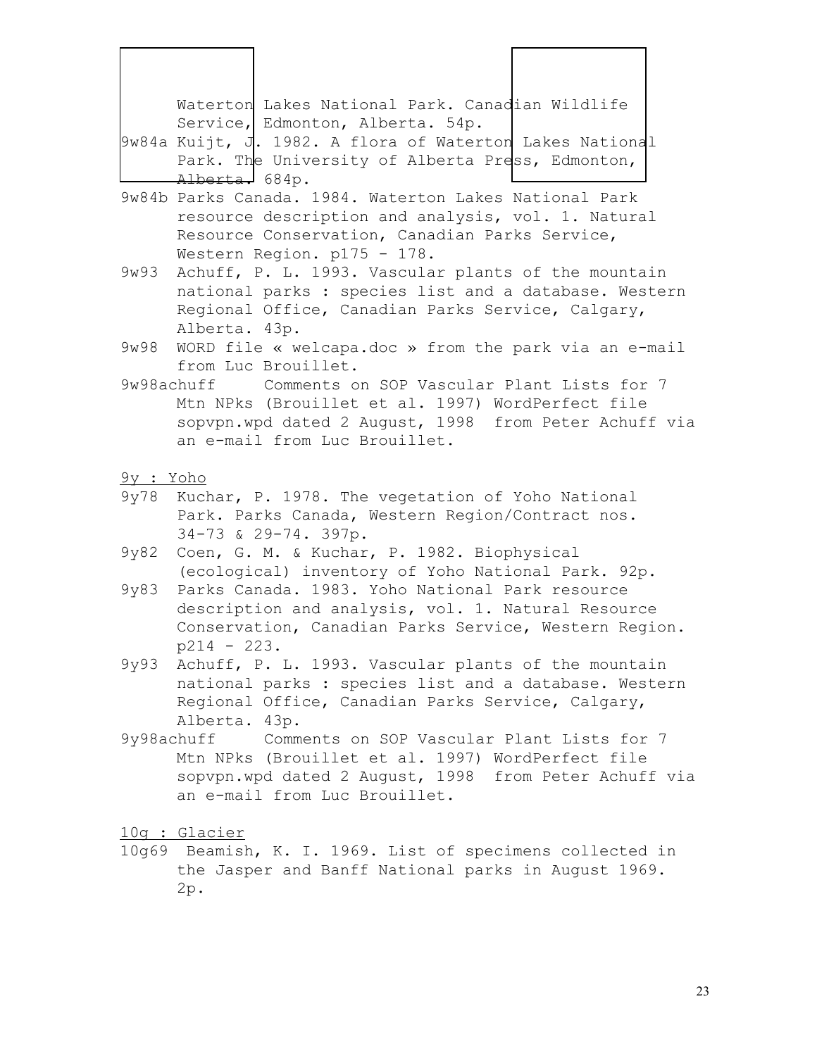Waterton Lakes National Park. Canadian Wildlife Service, Edmonton, Alberta. 54p.

9w84a Kuijt, J. 1982. A flora of Waterton Lakes National Park. The University of Alberta Press, Edmonton, Alberta. 684p.

9w84b Parks Canada. 1984. Waterton Lakes National Park resource description and analysis, vol. 1. Natural Resource Conservation, Canadian Parks Service, Western Region. p175 - 178.

9w93 Achuff, P. L. 1993. Vascular plants of the mountain national parks : species list and a database. Western Regional Office, Canadian Parks Service, Calgary, Alberta. 43p.

9w98 WORD file « welcapa.doc » from the park via an e-mail from Luc Brouillet.

9w98achuff Comments on SOP Vascular Plant Lists for 7 Mtn NPks (Brouillet et al. 1997) WordPerfect file sopvpn.wpd dated 2 August, 1998 from Peter Achuff via an e-mail from Luc Brouillet.

<u>9y : Yoho</u>

9y78 Kuchar, P. 1978. The vegetation of Yoho National Park. Parks Canada, Western Region/Contract nos. 34-73 & 29-74. 397p.

9y82 Coen, G. M. & Kuchar, P. 1982. Biophysical (ecological) inventory of Yoho National Park. 92p.

9y83 Parks Canada. 1983. Yoho National Park resource description and analysis, vol. 1. Natural Resource Conservation, Canadian Parks Service, Western Region. p214 - 223.

9y93 Achuff, P. L. 1993. Vascular plants of the mountain national parks : species list and a database. Western Regional Office, Canadian Parks Service, Calgary, Alberta. 43p.

9y98achuff Comments on SOP Vascular Plant Lists for 7 Mtn NPks (Brouillet et al. 1997) WordPerfect file sopvpn.wpd dated 2 August, 1998 from Peter Achuff via an e-mail from Luc Brouillet.

<u>10g : Glacier</u>

10g69 Beamish, K. I. 1969. List of specimens collected in the Jasper and Banff National parks in August 1969. 2p.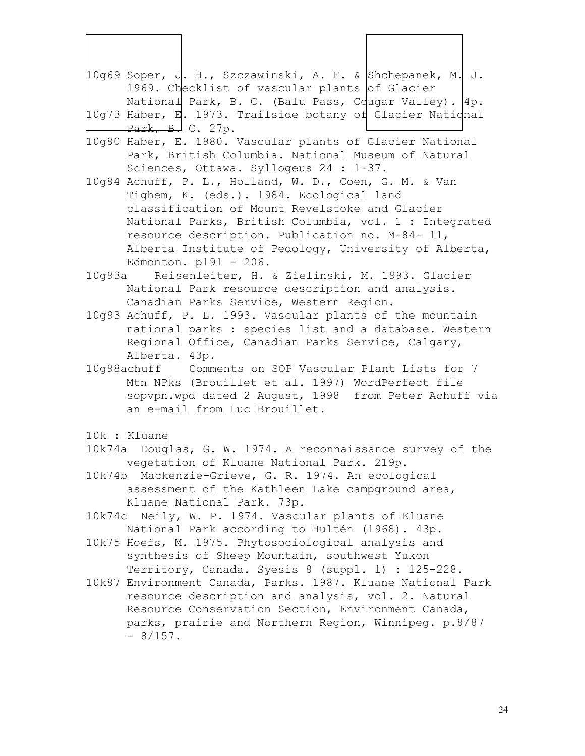10g69 Soper, J. H., Szczawinski, A. F. & Shchepanek, M. J. 1969. Checklist of vascular plants of Glacier National Park, B. C. (Balu Pass, Cougar Valley). 4p.

10g73 Haber, E. 1973. Trailside botany of Glacier National Park, B. C. 27p.

10g80 Haber, E. 1980. Vascular plants of Glacier National Park, British Columbia. National Museum of Natural Sciences, Ottawa. Syllogeus 24 : 1-37.

10g84 Achuff, P. L., Holland, W. D., Coen, G. M. & Van Tighem, K. (eds.). 1984. Ecological land classification of Mount Revelstoke and Glacier National Parks, British Columbia, vol. 1 : Integrated resource description. Publication no. M-84- 11, Alberta Institute of Pedology, University of Alberta, Edmonton. p191 - 206.

10g93a Reisenleiter, H. & Zielinski, M. 1993. Glacier National Park resource description and analysis. Canadian Parks Service, Western Region.

10g93 Achuff, P. L. 1993. Vascular plants of the mountain national parks : species list and a database. Western Regional Office, Canadian Parks Service, Calgary, Alberta. 43p.

10g98achuff Comments on SOP Vascular Plant Lists for 7 Mtn NPks (Brouillet et al. 1997) WordPerfect file sopvpn.wpd dated 2 August, 1998 from Peter Achuff via an e-mail from Luc Brouillet.

<u>10k : Kluane</u>

10k74a Douglas, G. W. 1974. A reconnaissance survey of the vegetation of Kluane National Park. 219p.

10k74b Mackenzie-Grieve, G. R. 1974. An ecological assessment of the Kathleen Lake campground area, Kluane National Park. 73p.

10k74c Neily, W. P. 1974. Vascular plants of Kluane National Park according to Hultén (1968). 43p.

10k75 Hoefs, M. 1975. Phytosociological analysis and synthesis of Sheep Mountain, southwest Yukon Territory, Canada. Syesis 8 (suppl. 1) : 125-228.

10k87 Environment Canada, Parks. 1987. Kluane National Park resource description and analysis, vol. 2. Natural Resource Conservation Section, Environment Canada, parks, prairie and Northern Region, Winnipeg. p.8/87 - 8/157.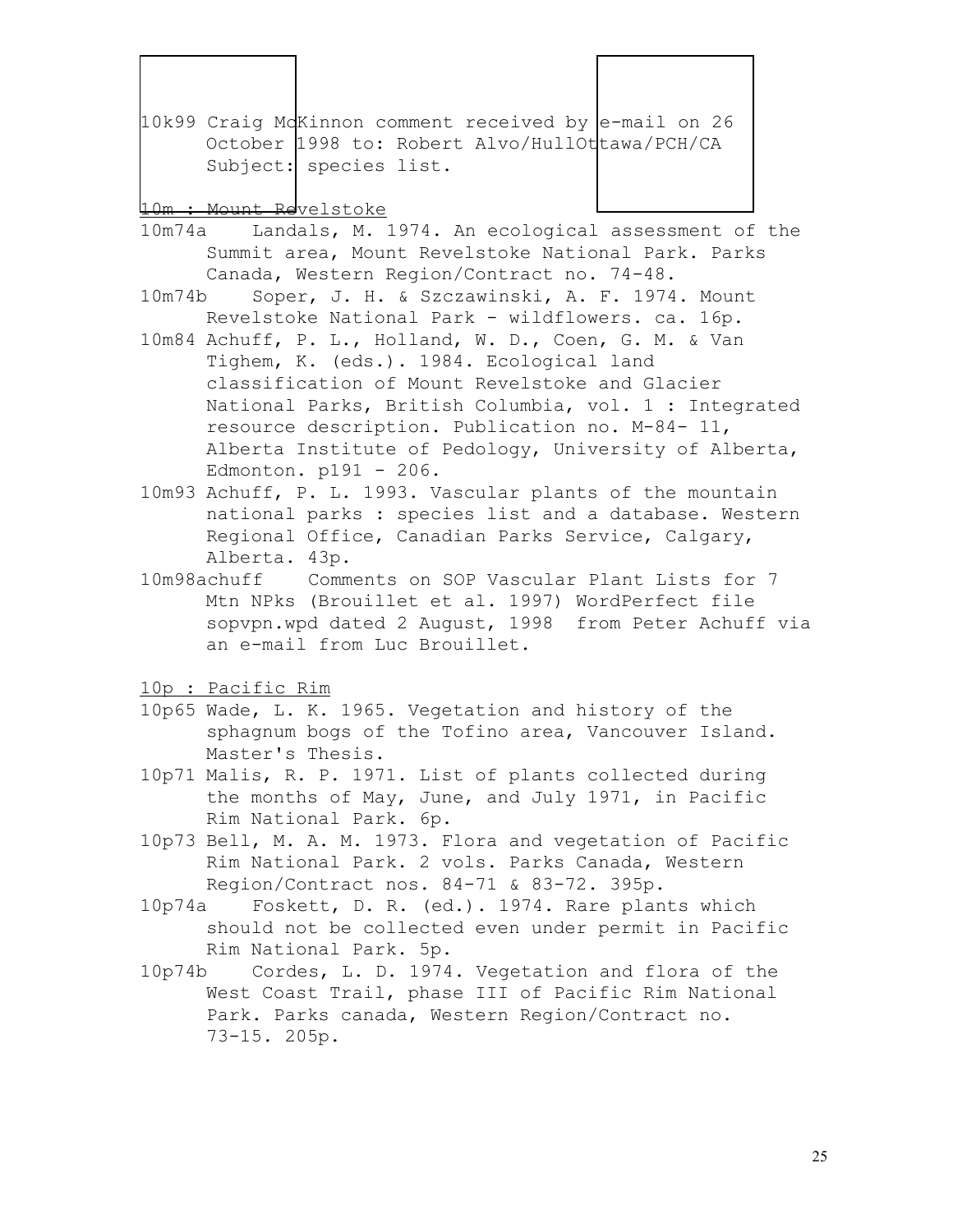10k99 Craig McKinnon comment received by e-mail on 26 October 1998 to: Robert Alvo/HullOttawa/PCH/CA Subject: species list.

10m : Mount Revelstoke

10m74a Landals, M. 1974. An ecological assessment of the Summit area, Mount Revelstoke National Park. Parks Canada, Western Region/Contract no. 74-48.

10m74b Soper, J. H. & Szczawinski, A. F. 1974. Mount Revelstoke National Park - wildflowers. ca. 16p.

10m84 Achuff, P. L., Holland, W. D., Coen, G. M. & Van Tighem, K. (eds.). 1984. Ecological land classification of Mount Revelstoke and Glacier National Parks, British Columbia, vol. 1 : Integrated resource description. Publication no. M-84- 11, Alberta Institute of Pedology, University of Alberta, Edmonton. p191 - 206.

10m93 Achuff, P. L. 1993. Vascular plants of the mountain national parks : species list and a database. Western Regional Office, Canadian Parks Service, Calgary, Alberta. 43p.

10m98achuff Comments on SOP Vascular Plant Lists for 7 Mtn NPks (Brouillet et al. 1997) WordPerfect file sopvpn.wpd dated 2 August, 1998 from Peter Achuff via an e-mail from Luc Brouillet.

10p : Pacific Rim

10p65 Wade, L. K. 1965. Vegetation and history of the sphagnum bogs of the Tofino area, Vancouver Island. Master's Thesis.

10p71 Malis, R. P. 1971. List of plants collected during the months of May, June, and July 1971, in Pacific Rim National Park. 6p.

10p73 Bell, M. A. M. 1973. Flora and vegetation of Pacific Rim National Park. 2 vols. Parks Canada, Western Region/Contract nos. 84-71 & 83-72. 395p.

10p74a Foskett, D. R. (ed.). 1974. Rare plants which should not be collected even under permit in Pacific Rim National Park. 5p.

10p74b Cordes, L. D. 1974. Vegetation and flora of the West Coast Trail, phase III of Pacific Rim National Park. Parks canada, Western Region/Contract no. 73-15. 205p.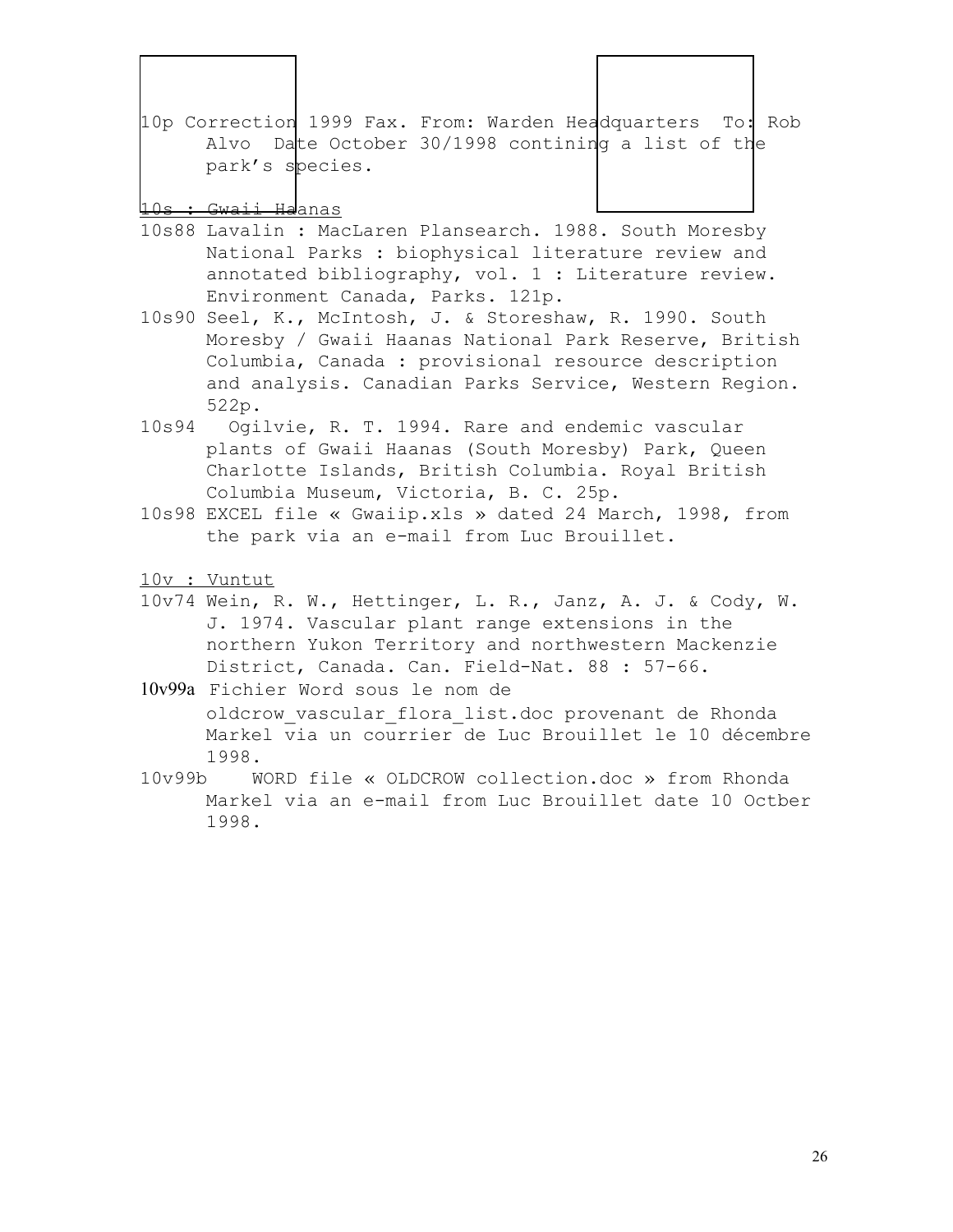10p Correction 1999 Fax. From: Warden Headquarters To: Rob Alvo Date October 30/1998 contining a list of the park's species.

10s : Gwaii Haanas

10s88 Lavalin : MacLaren Plansearch. 1988. South Moresby National Parks : biophysical literature review and annotated bibliography, vol. 1 : Literature review. Environment Canada, Parks. 121p.

10s90 Seel, K., McIntosh, J. & Storeshaw, R. 1990. South Moresby / Gwaii Haanas National Park Reserve, British Columbia, Canada : provisional resource description and analysis. Canadian Parks Service, Western Region. 522p.

10s94 Ogilvie, R. T. 1994. Rare and endemic vascular plants of Gwaii Haanas (South Moresby) Park, Queen Charlotte Islands, British Columbia. Royal British Columbia Museum, Victoria, B. C. 25p.

10s98 EXCEL file « Gwaiip.xls » dated 24 March, 1998, from the park via an e-mail from Luc Brouillet.

10v : Vuntut

10v74 Wein, R. W., Hettinger, L. R., Janz, A. J. & Cody, W. J. 1974. Vascular plant range extensions in the northern Yukon Territory and northwestern Mackenzie District, Canada. Can. Field-Nat. 88 : 57-66.

10v99a Fichier Word sous le nom de oldcrow_vascular_flora_list.doc provenant de Rhonda Markel via un courrier de Luc Brouillet le 10 décembre 1998.

10v99b WORD file « OLDCROW collection.doc » from Rhonda Markel via an e-mail from Luc Brouillet date 10 Octber 1998.